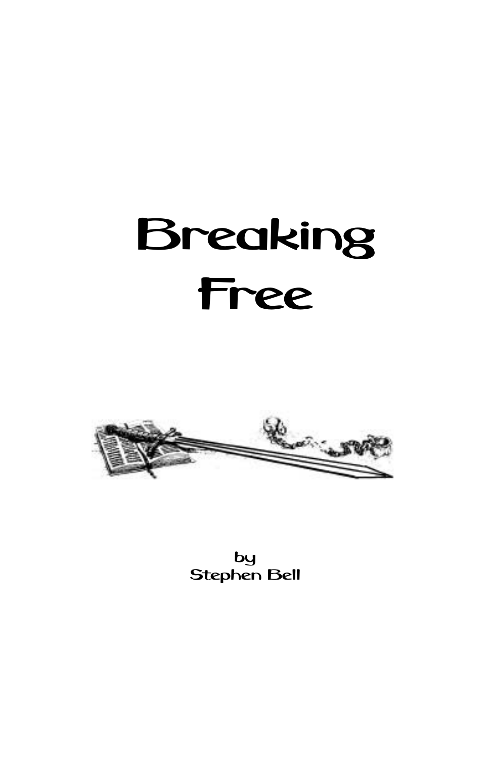# Breaking Free

by
Stephen Bell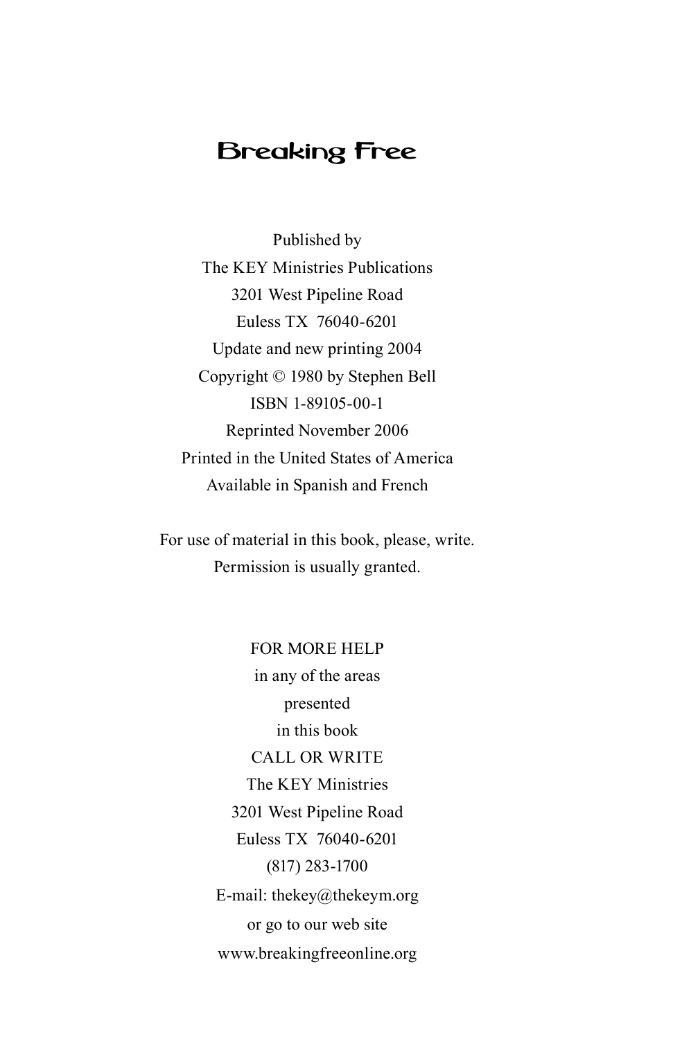# Breaking Free

Published by
The KEY Ministries Publications
3201 West Pipeline Road
Euless TX 76040-6201
Update and new printing 2004
Copyright © 1980 by Stephen Bell
ISBN 1-89105-00-1
Reprinted November 2006
Printed in the United States of America
Available in Spanish and French

For use of material in this book, please, write.
Permission is usually granted.

FOR MORE HELP
in any of the areas
presented
in this book
CALL OR WRITE
The KEY Ministries
3201 West Pipeline Road
Euless TX 76040-6201
(817) 283-1700
E-mail: thekey@thekeym.org
or go to our web site
www.breakingfreeonline.org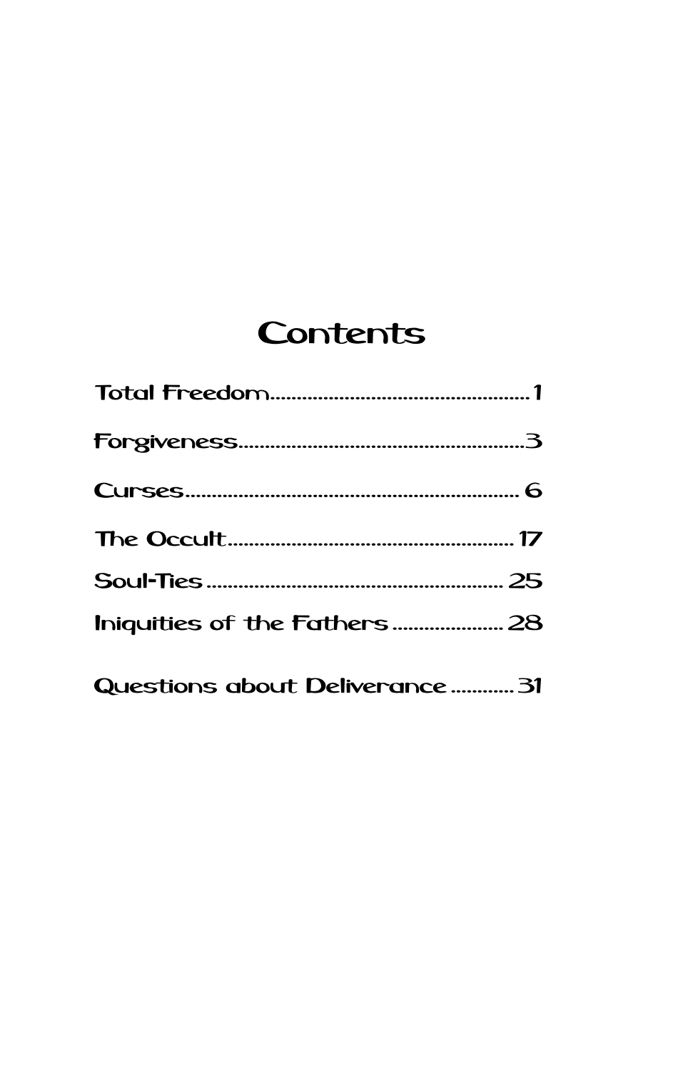# Contents

Total Freedom....................................................1

Forgiveness.......................................................3

Curses................................................................6

The Occult........................................................17

Soul-Ties..........................................................25

Iniquities of the Fathers.....................28

Questions about Deliverance............31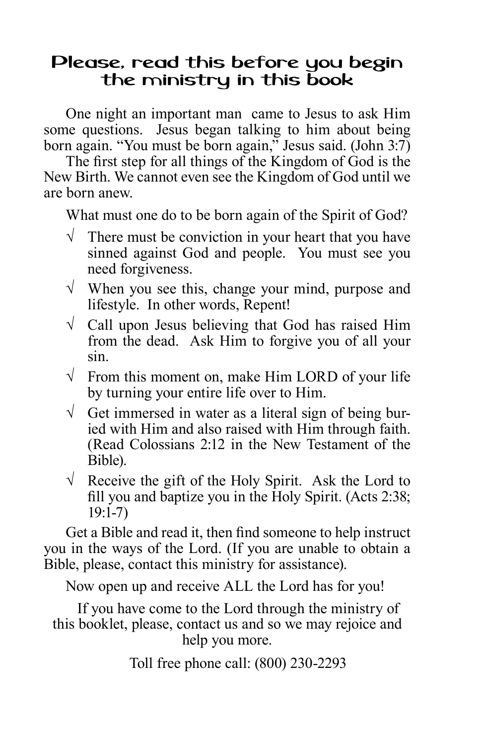## Please, read this before you begin the ministry in this book

One night an important man came to Jesus to ask Him some questions. Jesus began talking to him about being born again. "You must be born again," Jesus said. (John 3:7)

The first step for all things of the Kingdom of God is the New Birth. We cannot even see the Kingdom of God until we are born anew.

What must one do to be born again of the Spirit of God?

- √ There must be conviction in your heart that you have sinned against God and people. You must see you need forgiveness.
- √ When you see this, change your mind, purpose and lifestyle. In other words, Repent!
- √ Call upon Jesus believing that God has raised Him from the dead. Ask Him to forgive you of all your sin.
- √ From this moment on, make Him LORD of your life by turning your entire life over to Him.
- √ Get immersed in water as a literal sign of being buried with Him and also raised with Him through faith. (Read Colossians 2:12 in the New Testament of the Bible).
- √ Receive the gift of the Holy Spirit. Ask the Lord to fill you and baptize you in the Holy Spirit. (Acts 2:38; 19:1-7)

Get a Bible and read it, then find someone to help instruct you in the ways of the Lord. (If you are unable to obtain a Bible, please, contact this ministry for assistance).

Now open up and receive ALL the Lord has for you!

If you have come to the Lord through the ministry of this booklet, please, contact us and so we may rejoice and help you more.

Toll free phone call: (800) 230-2293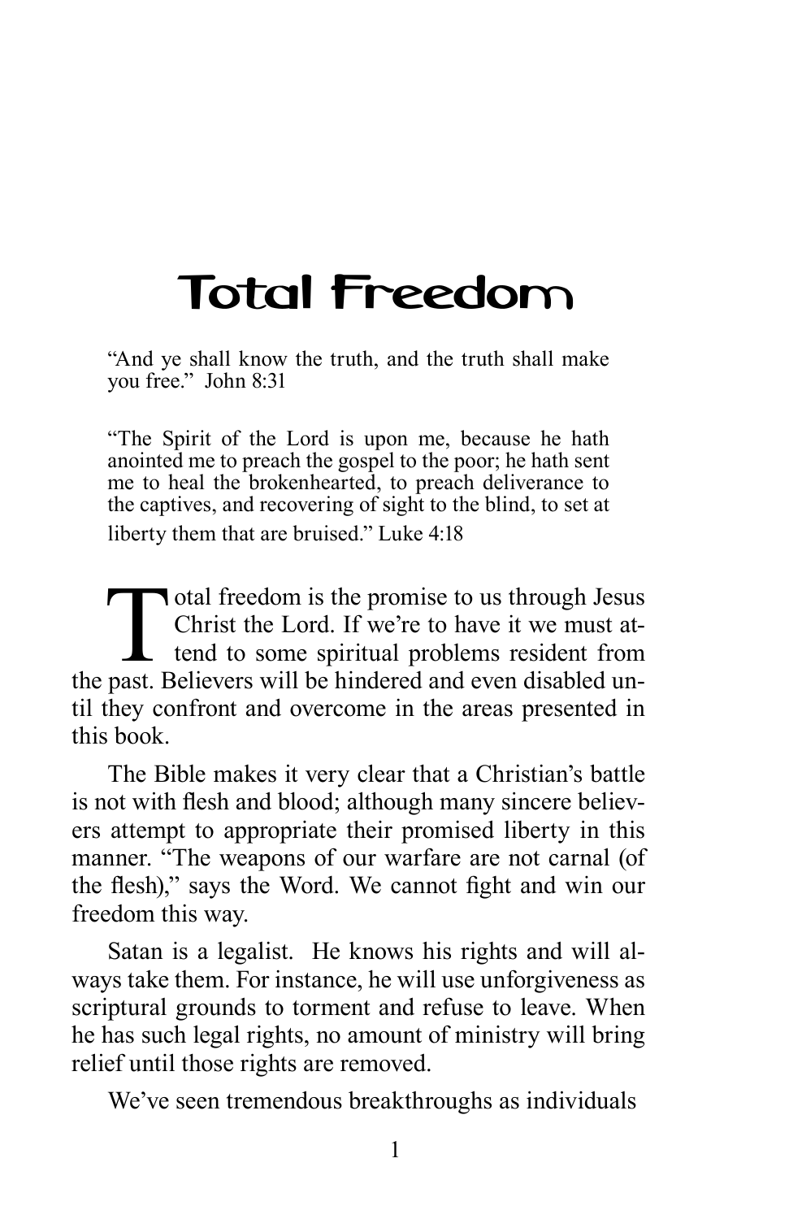# Total Freedom

> "And ye shall know the truth, and the truth shall make you free." John 8:31

> "The Spirit of the Lord is upon me, because he hath anointed me to preach the gospel to the poor; he hath sent me to heal the brokenhearted, to preach deliverance to the captives, and recovering of sight to the blind, to set at liberty them that are bruised." Luke 4:18

Total freedom is the promise to us through Jesus Christ the Lord. If we're to have it we must attend to some spiritual problems resident from the past. Believers will be hindered and even disabled until they confront and overcome in the areas presented in this book.

The Bible makes it very clear that a Christian's battle is not with flesh and blood; although many sincere believers attempt to appropriate their promised liberty in this manner. "The weapons of our warfare are not carnal (of the flesh)," says the Word. We cannot fight and win our freedom this way.

Satan is a legalist. He knows his rights and will always take them. For instance, he will use unforgiveness as scriptural grounds to torment and refuse to leave. When he has such legal rights, no amount of ministry will bring relief until those rights are removed.

We've seen tremendous breakthroughs as individuals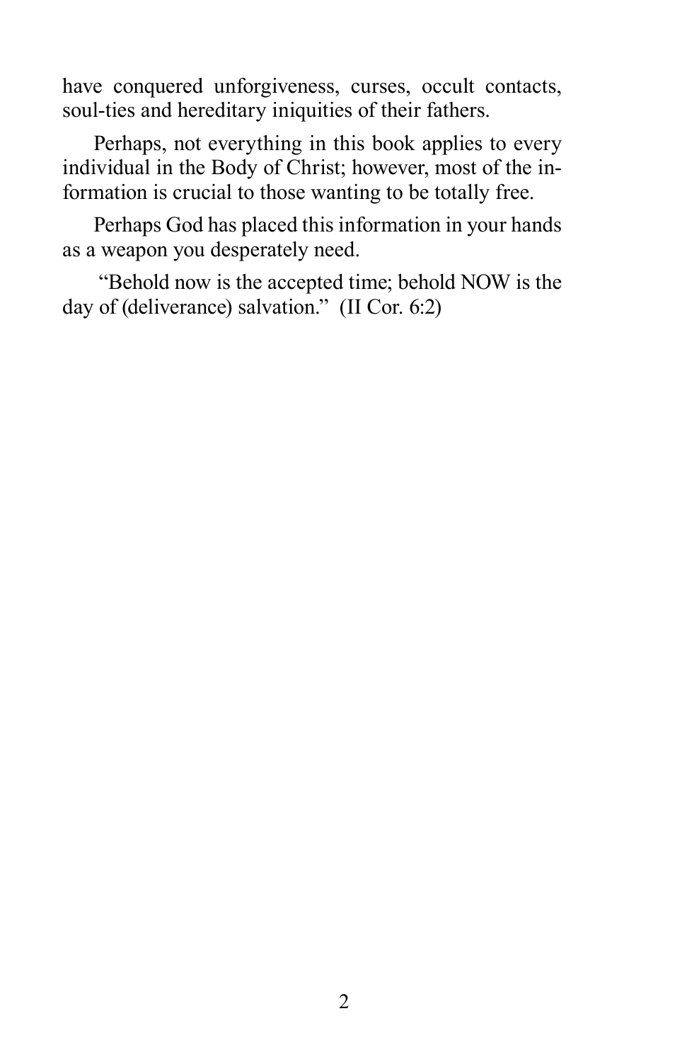have conquered unforgiveness, curses, occult contacts, soul-ties and hereditary iniquities of their fathers.

Perhaps, not everything in this book applies to every individual in the Body of Christ; however, most of the information is crucial to those wanting to be totally free.

Perhaps God has placed this information in your hands as a weapon you desperately need.

"Behold now is the accepted time; behold NOW is the day of (deliverance) salvation." (II Cor. 6:2)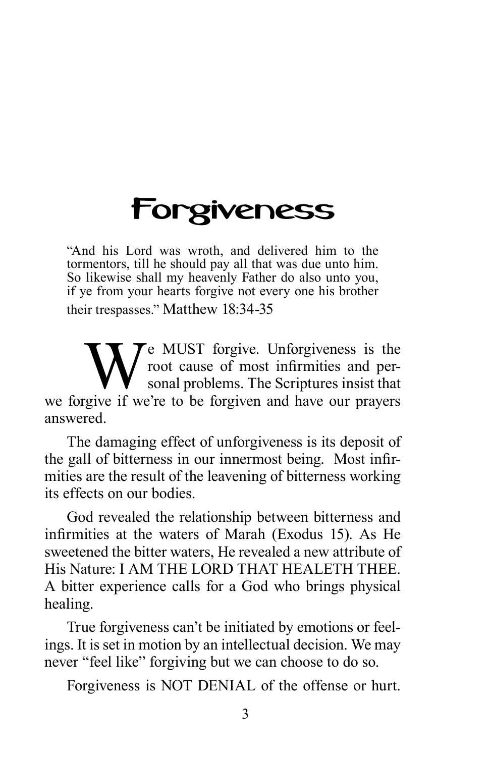# Forgiveness

"And his Lord was wroth, and delivered him to the tormentors, till he should pay all that was due unto him. So likewise shall my heavenly Father do also unto you, if ye from your hearts forgive not every one his brother their trespasses." Matthew 18:34-35

We MUST forgive. Unforgiveness is the root cause of most infirmities and personal problems. The Scriptures insist that we forgive if we're to be forgiven and have our prayers answered.

The damaging effect of unforgiveness is its deposit of the gall of bitterness in our innermost being. Most infirmities are the result of the leavening of bitterness working its effects on our bodies.

God revealed the relationship between bitterness and infirmities at the waters of Marah (Exodus 15). As He sweetened the bitter waters, He revealed a new attribute of His Nature: I AM THE LORD THAT HEALETH THEE. A bitter experience calls for a God who brings physical healing.

True forgiveness can't be initiated by emotions or feelings. It is set in motion by an intellectual decision. We may never "feel like" forgiving but we can choose to do so.

Forgiveness is NOT DENIAL of the offense or hurt.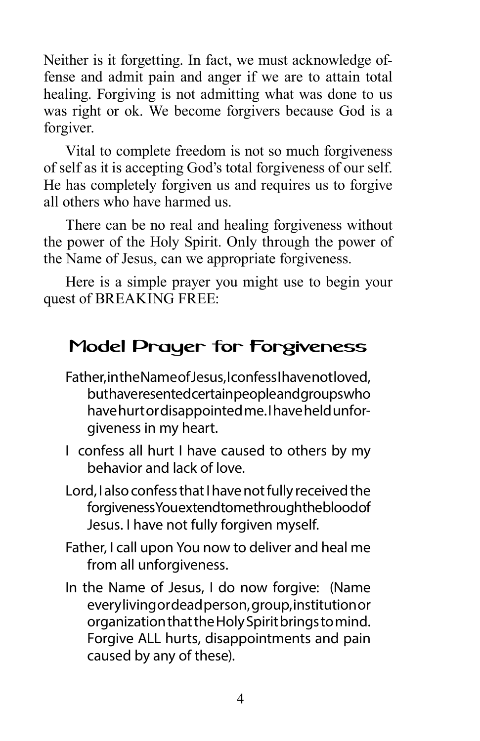Neither is it forgetting. In fact, we must acknowledge offense and admit pain and anger if we are to attain total healing. Forgiving is not admitting what was done to us was right or ok. We become forgivers because God is a forgiver.

Vital to complete freedom is not so much forgiveness of self as it is accepting God's total forgiveness of our self. He has completely forgiven us and requires us to forgive all others who have harmed us.

There can be no real and healing forgiveness without the power of the Holy Spirit. Only through the power of the Name of Jesus, can we appropriate forgiveness.

Here is a simple prayer you might use to begin your quest of BREAKING FREE:

## Model Prayer for Forgiveness

Father, in the Name of Jesus, I confess I have not loved, but have resented certain people and groups who have hurt or disappointed me. I have held unforgiveness in my heart.

I confess all hurt I have caused to others by my behavior and lack of love.

Lord, I also confess that I have not fully received the forgiveness You extend to me through the blood of Jesus. I have not fully forgiven myself.

Father, I call upon You now to deliver and heal me from all unforgiveness.

In the Name of Jesus, I do now forgive: (Name every living or dead person, group, institution or organization that the Holy Spirit brings to mind. Forgive ALL hurts, disappointments and pain caused by any of these).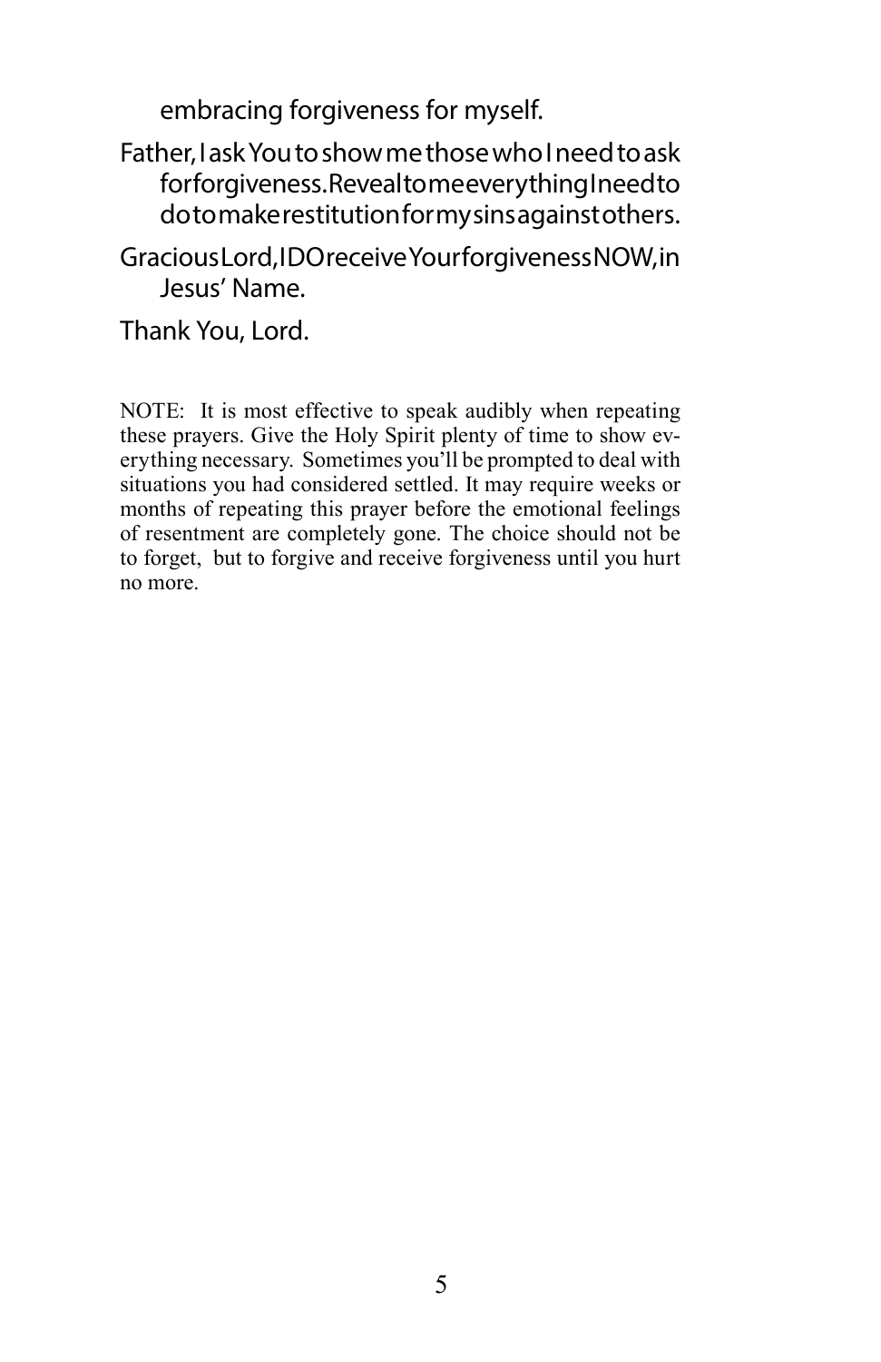embracing forgiveness for myself.

Father, I ask You to show me those who I need to ask for forgiveness. Reveal to me everything I need to do to make restitution for my sins against others.

Gracious Lord, I DO receive Your forgiveness NOW, in Jesus' Name.

Thank You, Lord.

NOTE: It is most effective to speak audibly when repeating these prayers. Give the Holy Spirit plenty of time to show everything necessary. Sometimes you'll be prompted to deal with situations you had considered settled. It may require weeks or months of repeating this prayer before the emotional feelings of resentment are completely gone. The choice should not be to forget, but to forgive and receive forgiveness until you hurt no more.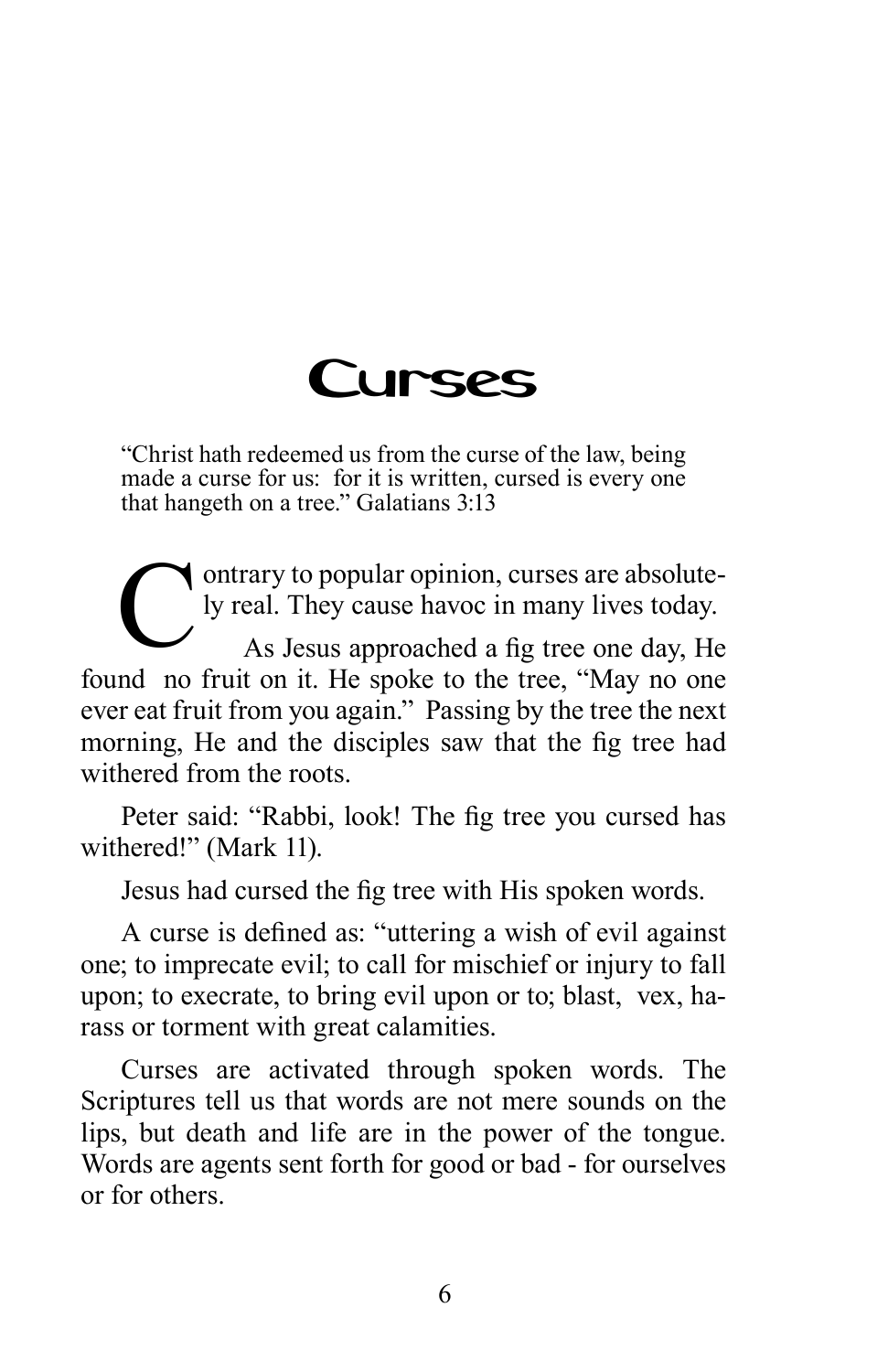# Curses

"Christ hath redeemed us from the curse of the law, being made a curse for us: for it is written, cursed is every one that hangeth on a tree." Galatians 3:13

Contrary to popular opinion, curses are absolutely real. They cause havoc in many lives today.

As Jesus approached a fig tree one day, He found no fruit on it. He spoke to the tree, "May no one ever eat fruit from you again." Passing by the tree the next morning, He and the disciples saw that the fig tree had withered from the roots.

Peter said: "Rabbi, look! The fig tree you cursed has withered!" (Mark 11).

Jesus had cursed the fig tree with His spoken words.

A curse is defined as: "uttering a wish of evil against one; to imprecate evil; to call for mischief or injury to fall upon; to execrate, to bring evil upon or to; blast, vex, harass or torment with great calamities.

Curses are activated through spoken words. The Scriptures tell us that words are not mere sounds on the lips, but death and life are in the power of the tongue. Words are agents sent forth for good or bad - for ourselves or for others.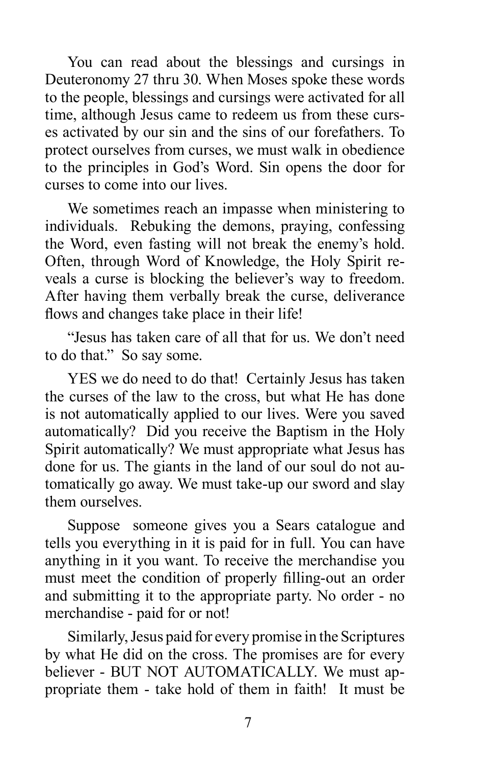You can read about the blessings and cursings in Deuteronomy 27 thru 30. When Moses spoke these words to the people, blessings and cursings were activated for all time, although Jesus came to redeem us from these curses activated by our sin and the sins of our forefathers. To protect ourselves from curses, we must walk in obedience to the principles in God's Word. Sin opens the door for curses to come into our lives.

We sometimes reach an impasse when ministering to individuals. Rebuking the demons, praying, confessing the Word, even fasting will not break the enemy's hold. Often, through Word of Knowledge, the Holy Spirit reveals a curse is blocking the believer's way to freedom. After having them verbally break the curse, deliverance flows and changes take place in their life!

"Jesus has taken care of all that for us. We don't need to do that." So say some.

YES we do need to do that! Certainly Jesus has taken the curses of the law to the cross, but what He has done is not automatically applied to our lives. Were you saved automatically? Did you receive the Baptism in the Holy Spirit automatically? We must appropriate what Jesus has done for us. The giants in the land of our soul do not automatically go away. We must take-up our sword and slay them ourselves.

Suppose someone gives you a Sears catalogue and tells you everything in it is paid for in full. You can have anything in it you want. To receive the merchandise you must meet the condition of properly filling-out an order and submitting it to the appropriate party. No order - no merchandise - paid for or not!

Similarly, Jesus paid for every promise in the Scriptures by what He did on the cross. The promises are for every believer - BUT NOT AUTOMATICALLY. We must appropriate them - take hold of them in faith! It must be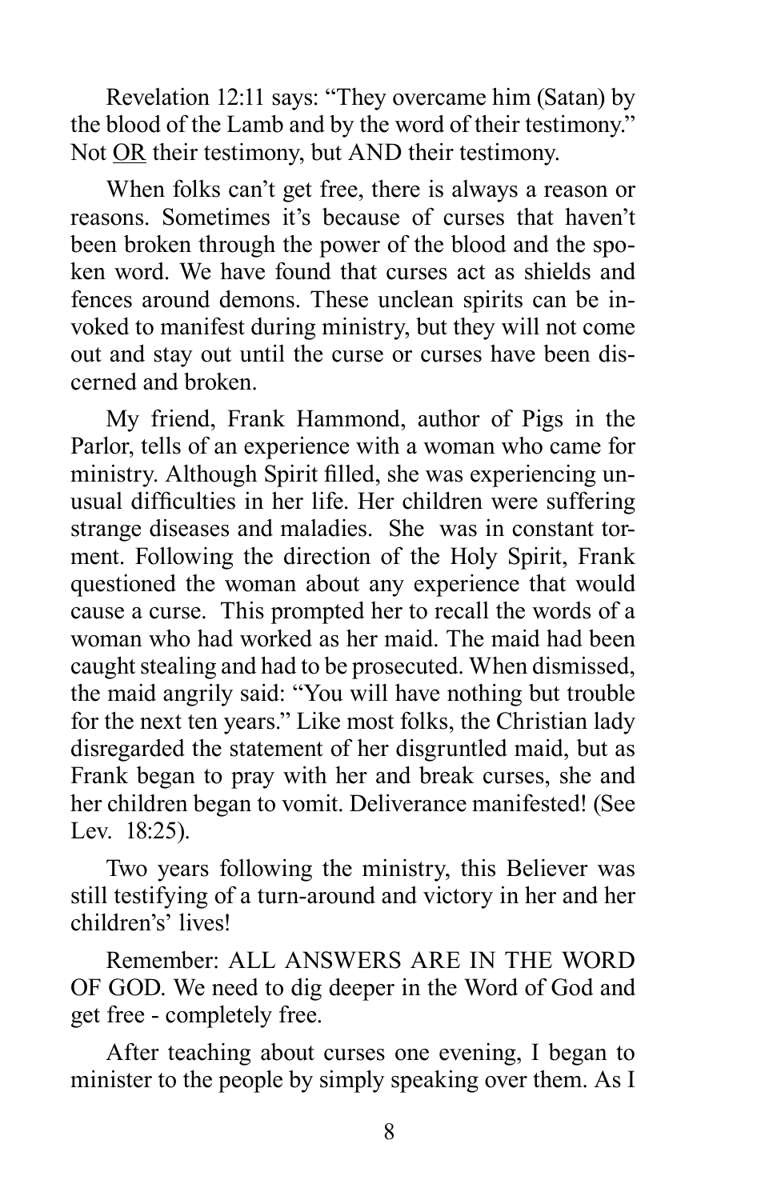Revelation 12:11 says: "They overcame him (Satan) by the blood of the Lamb and by the word of their testimony." Not <u>OR</u> their testimony, but AND their testimony.

When folks can't get free, there is always a reason or reasons. Sometimes it's because of curses that haven't been broken through the power of the blood and the spoken word. We have found that curses act as shields and fences around demons. These unclean spirits can be invoked to manifest during ministry, but they will not come out and stay out until the curse or curses have been discerned and broken.

My friend, Frank Hammond, author of Pigs in the Parlor, tells of an experience with a woman who came for ministry. Although Spirit filled, she was experiencing unusual difficulties in her life. Her children were suffering strange diseases and maladies. She was in constant torment. Following the direction of the Holy Spirit, Frank questioned the woman about any experience that would cause a curse. This prompted her to recall the words of a woman who had worked as her maid. The maid had been caught stealing and had to be prosecuted. When dismissed, the maid angrily said: "You will have nothing but trouble for the next ten years." Like most folks, the Christian lady disregarded the statement of her disgruntled maid, but as Frank began to pray with her and break curses, she and her children began to vomit. Deliverance manifested! (See Lev. 18:25).

Two years following the ministry, this Believer was still testifying of a turn-around and victory in her and her children's' lives!

Remember: ALL ANSWERS ARE IN THE WORD OF GOD. We need to dig deeper in the Word of God and get free - completely free.

After teaching about curses one evening, I began to minister to the people by simply speaking over them. As I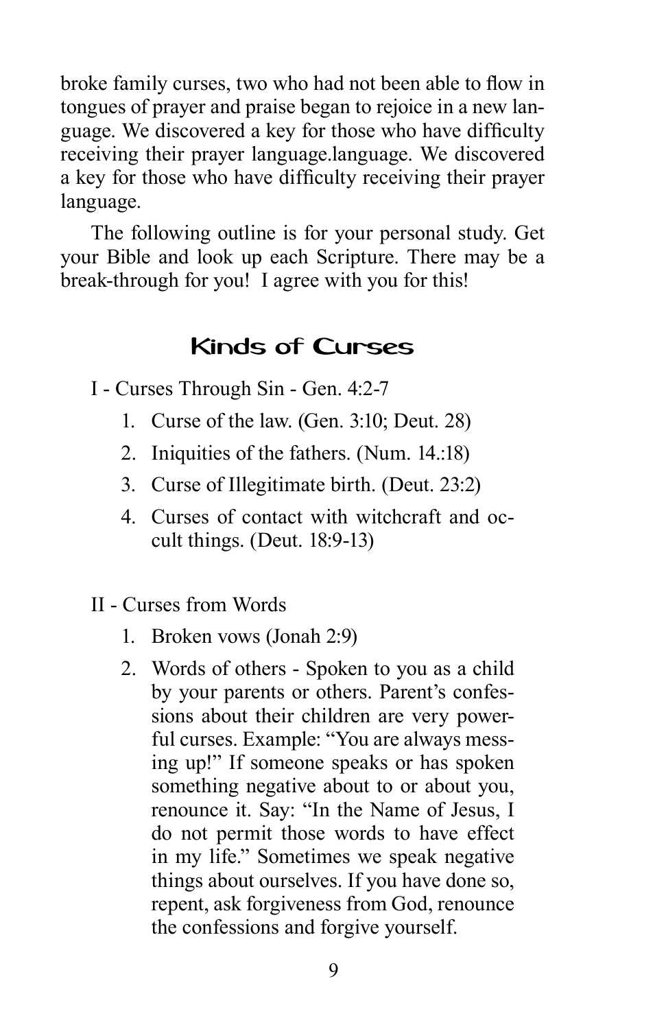broke family curses, two who had not been able to flow in tongues of prayer and praise began to rejoice in a new language. We discovered a key for those who have difficulty receiving their prayer language.language. We discovered a key for those who have difficulty receiving their prayer language.

The following outline is for your personal study. Get your Bible and look up each Scripture. There may be a break-through for you! I agree with you for this!

## Kinds of Curses

I - Curses Through Sin - Gen. 4:2-7

1. Curse of the law. (Gen. 3:10; Deut. 28)
2. Iniquities of the fathers. (Num. 14.:18)
3. Curse of Illegitimate birth. (Deut. 23:2)
4. Curses of contact with witchcraft and occult things. (Deut. 18:9-13)

II - Curses from Words

1. Broken vows (Jonah 2:9)
2. Words of others - Spoken to you as a child by your parents or others. Parent's confessions about their children are very powerful curses. Example: "You are always messing up!" If someone speaks or has spoken something negative about to or about you, renounce it. Say: "In the Name of Jesus, I do not permit those words to have effect in my life." Sometimes we speak negative things about ourselves. If you have done so, repent, ask forgiveness from God, renounce the confessions and forgive yourself.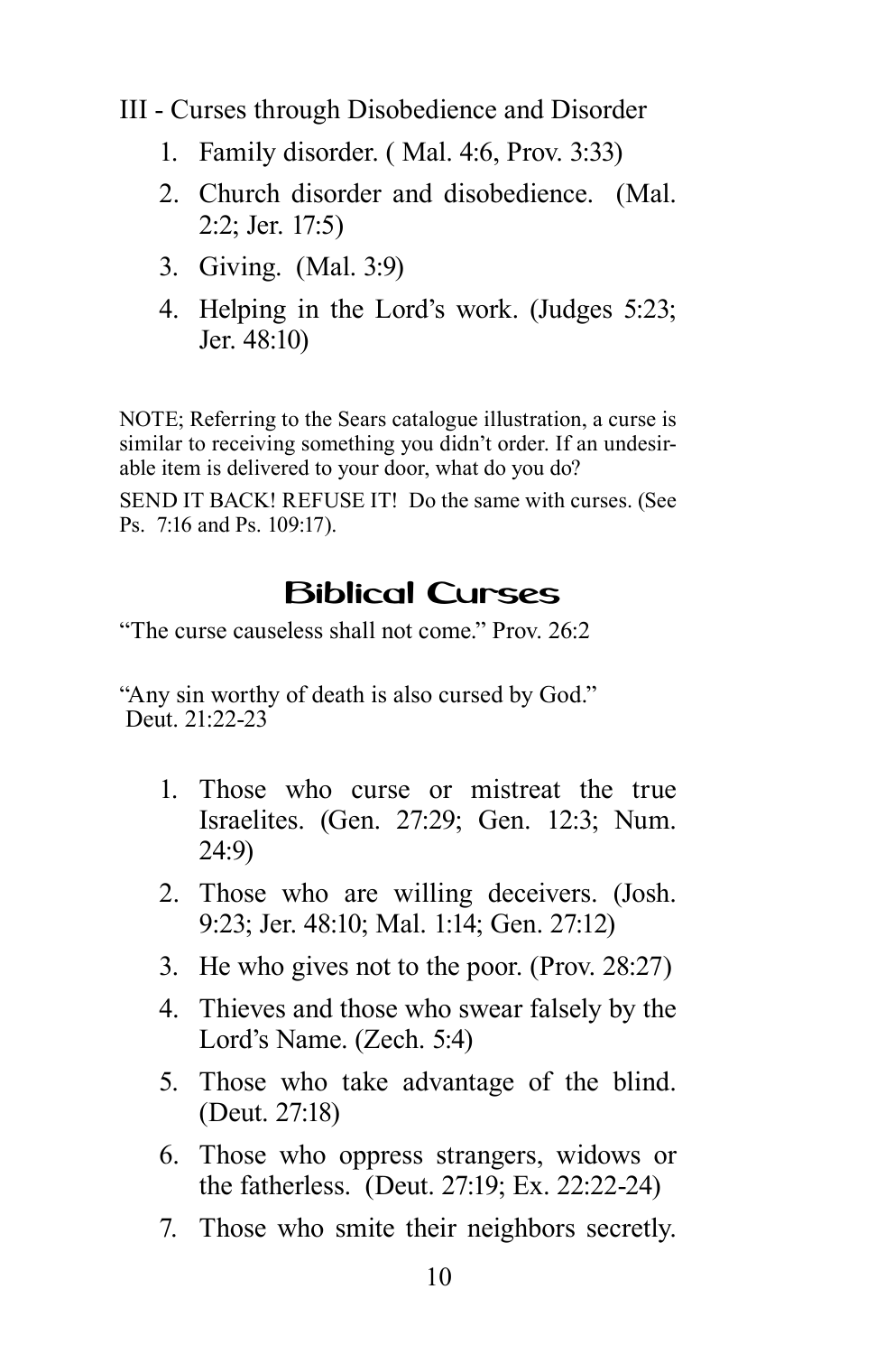III - Curses through Disobedience and Disorder

1. Family disorder. ( Mal. 4:6, Prov. 3:33)
2. Church disorder and disobedience. (Mal. 2:2; Jer. 17:5)
3. Giving. (Mal. 3:9)
4. Helping in the Lord's work. (Judges 5:23; Jer. 48:10)

NOTE; Referring to the Sears catalogue illustration, a curse is similar to receiving something you didn't order. If an undesirable item is delivered to your door, what do you do?

SEND IT BACK! REFUSE IT! Do the same with curses. (See Ps. 7:16 and Ps. 109:17).

## Biblical Curses

"The curse causeless shall not come." Prov. 26:2

"Any sin worthy of death is also cursed by God." Deut. 21:22-23

1. Those who curse or mistreat the true Israelites. (Gen. 27:29; Gen. 12:3; Num. 24:9)
2. Those who are willing deceivers. (Josh. 9:23; Jer. 48:10; Mal. 1:14; Gen. 27:12)
3. He who gives not to the poor. (Prov. 28:27)
4. Thieves and those who swear falsely by the Lord's Name. (Zech. 5:4)
5. Those who take advantage of the blind. (Deut. 27:18)
6. Those who oppress strangers, widows or the fatherless. (Deut. 27:19; Ex. 22:22-24)
7. Those who smite their neighbors secretly.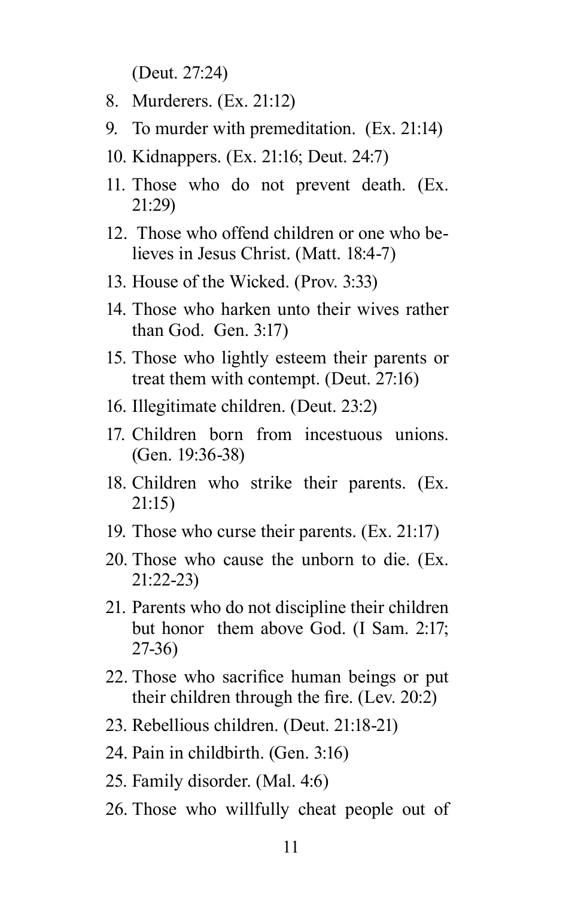(Deut. 27:24)

8. Murderers. (Ex. 21:12)
9. To murder with premeditation. (Ex. 21:14)
10. Kidnappers. (Ex. 21:16; Deut. 24:7)
11. Those who do not prevent death. (Ex. 21:29)
12. Those who offend children or one who believes in Jesus Christ. (Matt. 18:4-7)
13. House of the Wicked. (Prov. 3:33)
14. Those who harken unto their wives rather than God. Gen. 3:17)
15. Those who lightly esteem their parents or treat them with contempt. (Deut. 27:16)
16. Illegitimate children. (Deut. 23:2)
17. Children born from incestuous unions. (Gen. 19:36-38)
18. Children who strike their parents. (Ex. 21:15)
19. Those who curse their parents. (Ex. 21:17)
20. Those who cause the unborn to die. (Ex. 21:22-23)
21. Parents who do not discipline their children but honor them above God. (I Sam. 2:17; 27-36)
22. Those who sacrifice human beings or put their children through the fire. (Lev. 20:2)
23. Rebellious children. (Deut. 21:18-21)
24. Pain in childbirth. (Gen. 3:16)
25. Family disorder. (Mal. 4:6)
26. Those who willfully cheat people out of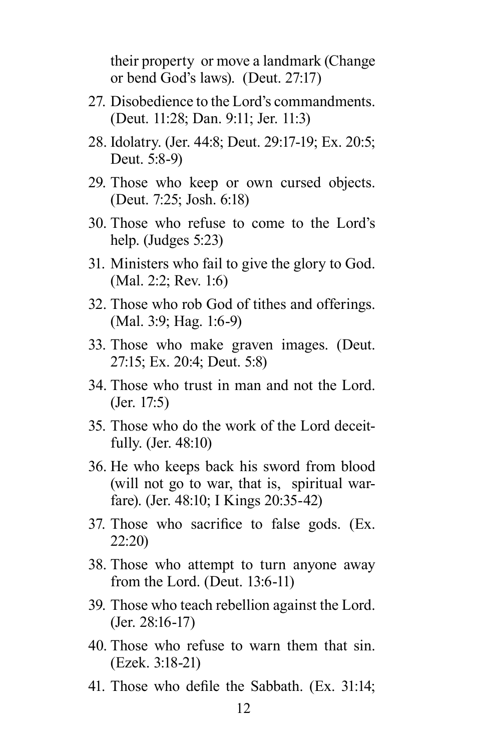their property or move a landmark (Change or bend God's laws). (Deut. 27:17)

27. Disobedience to the Lord's commandments. (Deut. 11:28; Dan. 9:11; Jer. 11:3)
28. Idolatry. (Jer. 44:8; Deut. 29:17-19; Ex. 20:5; Deut. 5:8-9)
29. Those who keep or own cursed objects. (Deut. 7:25; Josh. 6:18)
30. Those who refuse to come to the Lord's help. (Judges 5:23)
31. Ministers who fail to give the glory to God. (Mal. 2:2; Rev. 1:6)
32. Those who rob God of tithes and offerings. (Mal. 3:9; Hag. 1:6-9)
33. Those who make graven images. (Deut. 27:15; Ex. 20:4; Deut. 5:8)
34. Those who trust in man and not the Lord. (Jer. 17:5)
35. Those who do the work of the Lord deceitfully. (Jer. 48:10)
36. He who keeps back his sword from blood (will not go to war, that is, spiritual warfare). (Jer. 48:10; I Kings 20:35-42)
37. Those who sacrifice to false gods. (Ex. 22:20)
38. Those who attempt to turn anyone away from the Lord. (Deut. 13:6-11)
39. Those who teach rebellion against the Lord. (Jer. 28:16-17)
40. Those who refuse to warn them that sin. (Ezek. 3:18-21)
41. Those who defile the Sabbath. (Ex. 31:14;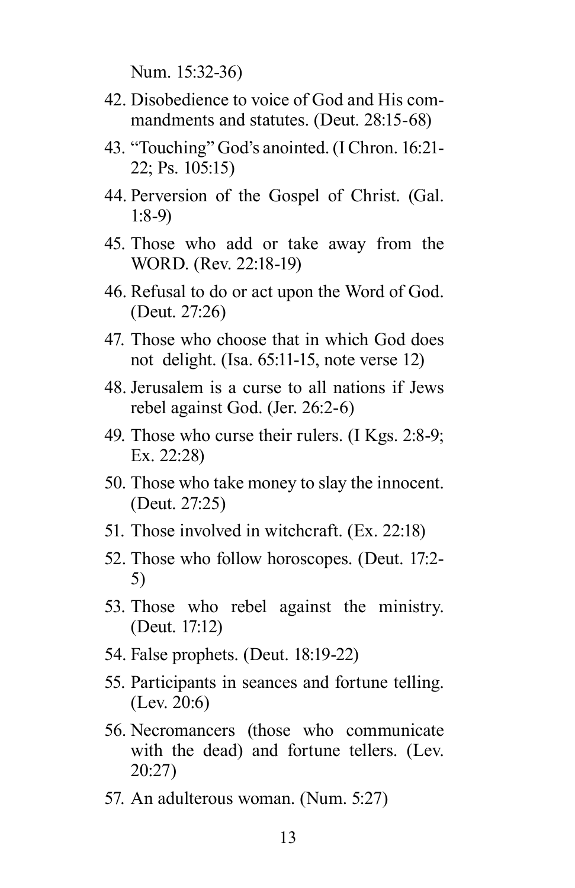Num. 15:32-36)

42. Disobedience to voice of God and His commandments and statutes. (Deut. 28:15-68)
43. "Touching" God's anointed. (I Chron. 16:21-22; Ps. 105:15)
44. Perversion of the Gospel of Christ. (Gal. 1:8-9)
45. Those who add or take away from the WORD. (Rev. 22:18-19)
46. Refusal to do or act upon the Word of God. (Deut. 27:26)
47. Those who choose that in which God does not delight. (Isa. 65:11-15, note verse 12)
48. Jerusalem is a curse to all nations if Jews rebel against God. (Jer. 26:2-6)
49. Those who curse their rulers. (I Kgs. 2:8-9; Ex. 22:28)
50. Those who take money to slay the innocent. (Deut. 27:25)
51. Those involved in witchcraft. (Ex. 22:18)
52. Those who follow horoscopes. (Deut. 17:2-5)
53. Those who rebel against the ministry. (Deut. 17:12)
54. False prophets. (Deut. 18:19-22)
55. Participants in seances and fortune telling. (Lev. 20:6)
56. Necromancers (those who communicate with the dead) and fortune tellers. (Lev. 20:27)
57. An adulterous woman. (Num. 5:27)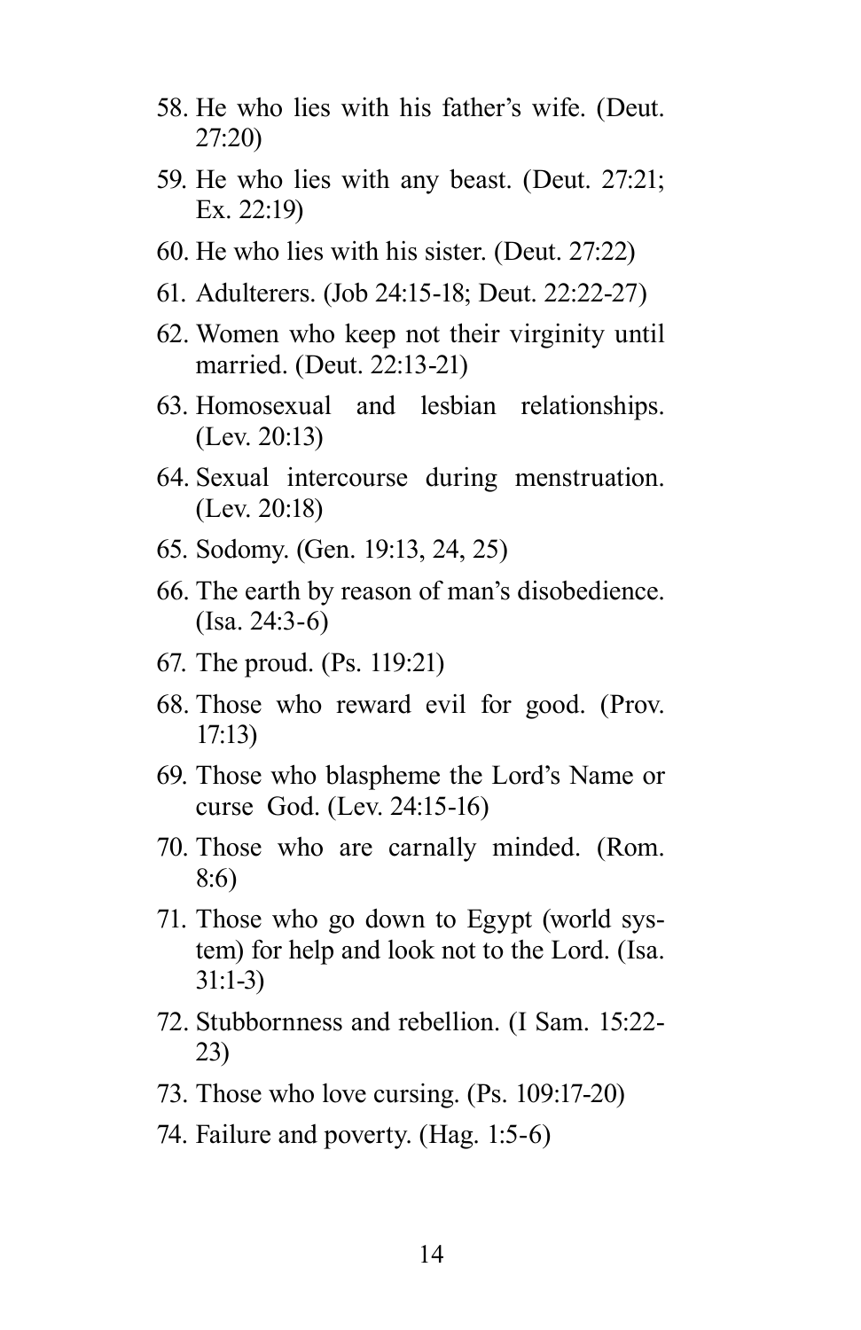58. He who lies with his father's wife. (Deut. 27:20)
59. He who lies with any beast. (Deut. 27:21; Ex. 22:19)
60. He who lies with his sister. (Deut. 27:22)
61. Adulterers. (Job 24:15-18; Deut. 22:22-27)
62. Women who keep not their virginity until married. (Deut. 22:13-21)
63. Homosexual and lesbian relationships. (Lev. 20:13)
64. Sexual intercourse during menstruation. (Lev. 20:18)
65. Sodomy. (Gen. 19:13, 24, 25)
66. The earth by reason of man's disobedience. (Isa. 24:3-6)
67. The proud. (Ps. 119:21)
68. Those who reward evil for good. (Prov. 17:13)
69. Those who blaspheme the Lord's Name or curse God. (Lev. 24:15-16)
70. Those who are carnally minded. (Rom. 8:6)
71. Those who go down to Egypt (world system) for help and look not to the Lord. (Isa. 31:1-3)
72. Stubbornness and rebellion. (I Sam. 15:22-23)
73. Those who love cursing. (Ps. 109:17-20)
74. Failure and poverty. (Hag. 1:5-6)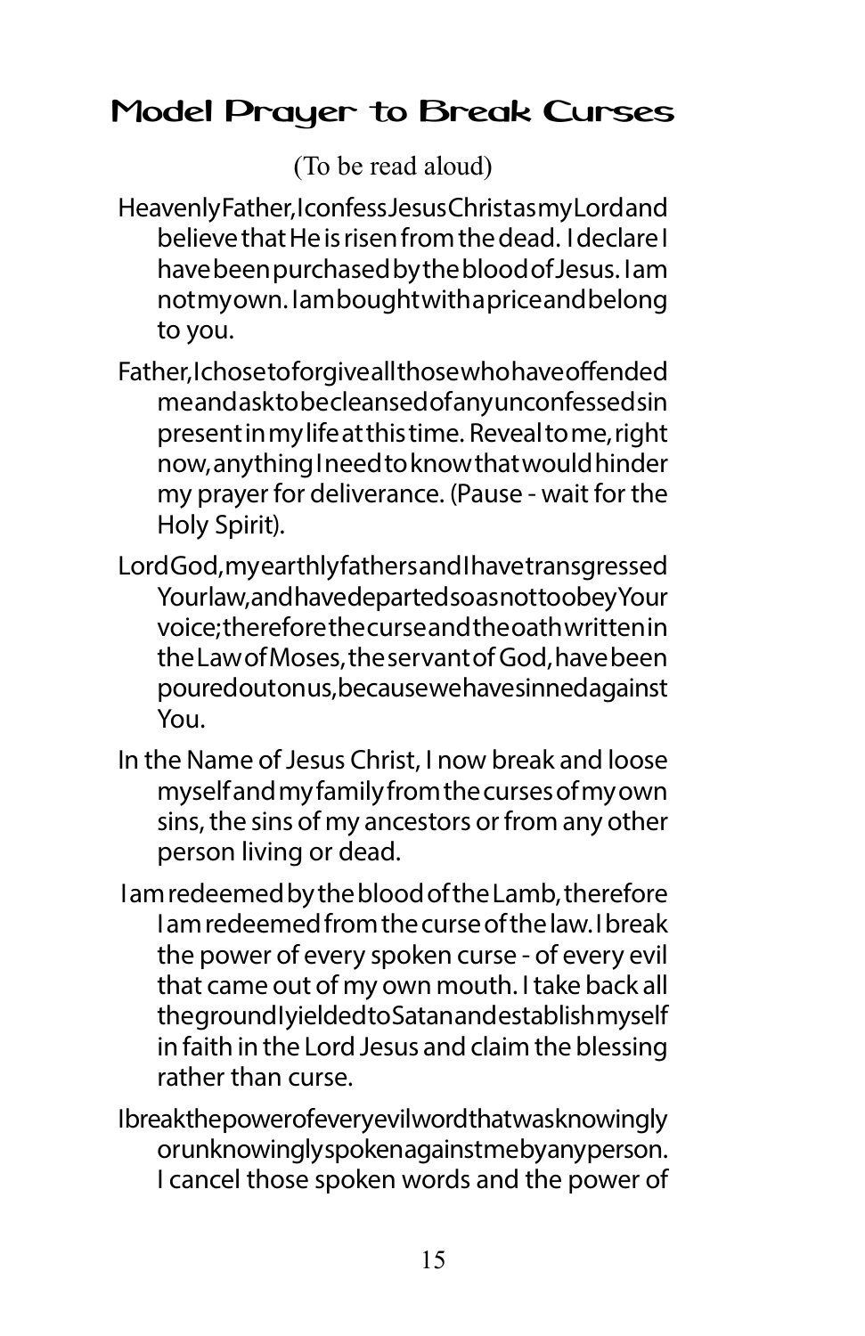## Model Prayer to Break Curses

(To be read aloud)

Heavenly Father, I confess Jesus Christ as my Lord and believe that He is risen from the dead. I declare I have been purchased by the blood of Jesus. I am not my own. I am bought with a price and belong to you.

Father, I chose to forgive all those who have offended me and ask to be cleansed of any unconfessed sin present in my life at this time. Reveal to me, right now, anything I need to know that would hinder my prayer for deliverance. (Pause - wait for the Holy Spirit).

Lord God, my earthly fathers and I have transgressed Your law, and have departed so as not to obey Your voice; therefore the curse and the oath written in the Law of Moses, the servant of God, have been poured out on us, because we have sinned against You.

In the Name of Jesus Christ, I now break and loose myself and my family from the curses of my own sins, the sins of my ancestors or from any other person living or dead.

I am redeemed by the blood of the Lamb, therefore I am redeemed from the curse of the law. I break the power of every spoken curse - of every evil that came out of my own mouth. I take back all the ground I yielded to Satan and establish myself in faith in the Lord Jesus and claim the blessing rather than curse.

I break the power of every evil word that was knowingly or unknowingly spoken against me by any person. I cancel those spoken words and the power of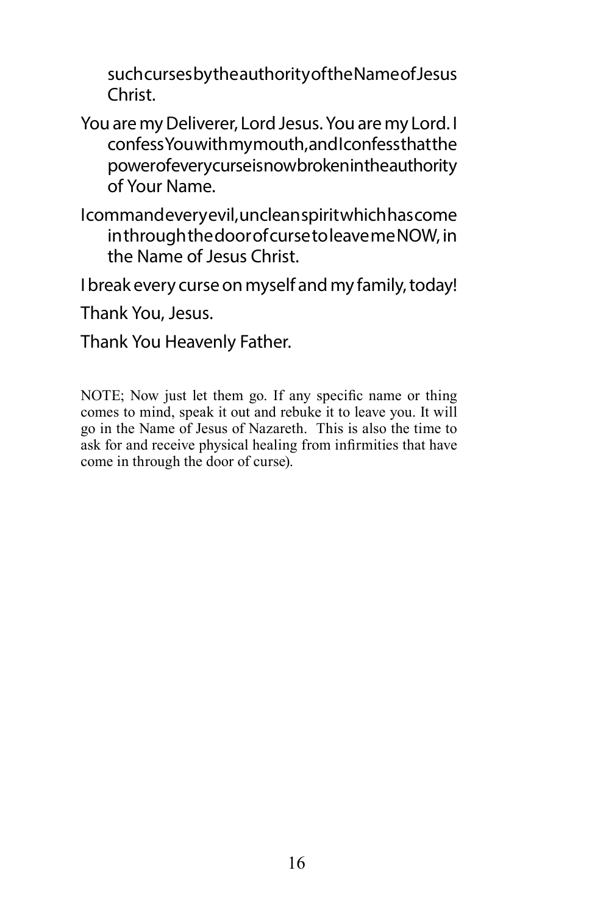such curses by the authority of the Name of Jesus Christ.

You are my Deliverer, Lord Jesus. You are my Lord. I confess You with my mouth, and I confess that the power of every curse is now broken in the authority of Your Name.

I command every evil, unclean spirit which has come in through the door of curse to leave me NOW, in the Name of Jesus Christ.

I break every curse on myself and my family, today!

Thank You, Jesus.

Thank You Heavenly Father.

NOTE; Now just let them go. If any specific name or thing comes to mind, speak it out and rebuke it to leave you. It will go in the Name of Jesus of Nazareth. This is also the time to ask for and receive physical healing from infirmities that have come in through the door of curse).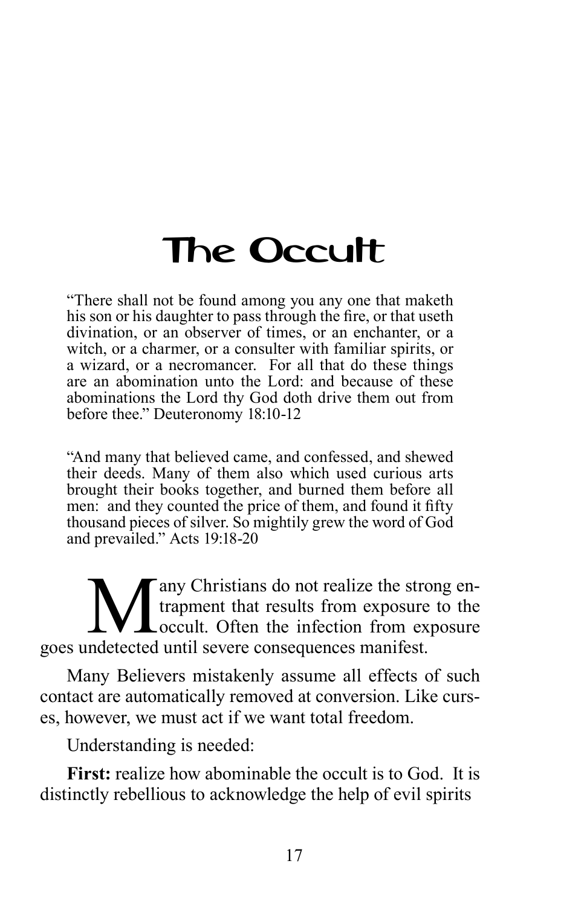# The Occult

> "There shall not be found among you any one that maketh his son or his daughter to pass through the fire, or that useth divination, or an observer of times, or an enchanter, or a witch, or a charmer, or a consulter with familiar spirits, or a wizard, or a necromancer. For all that do these things are an abomination unto the Lord: and because of these abominations the Lord thy God doth drive them out from before thee." Deuteronomy 18:10-12

> "And many that believed came, and confessed, and shewed their deeds. Many of them also which used curious arts brought their books together, and burned them before all men: and they counted the price of them, and found it fifty thousand pieces of silver. So mightily grew the word of God and prevailed." Acts 19:18-20

Many Christians do not realize the strong entrapment that results from exposure to the occult. Often the infection from exposure goes undetected until severe consequences manifest.

Many Believers mistakenly assume all effects of such contact are automatically removed at conversion. Like curses, however, we must act if we want total freedom.

Understanding is needed:

**First:** realize how abominable the occult is to God. It is distinctly rebellious to acknowledge the help of evil spirits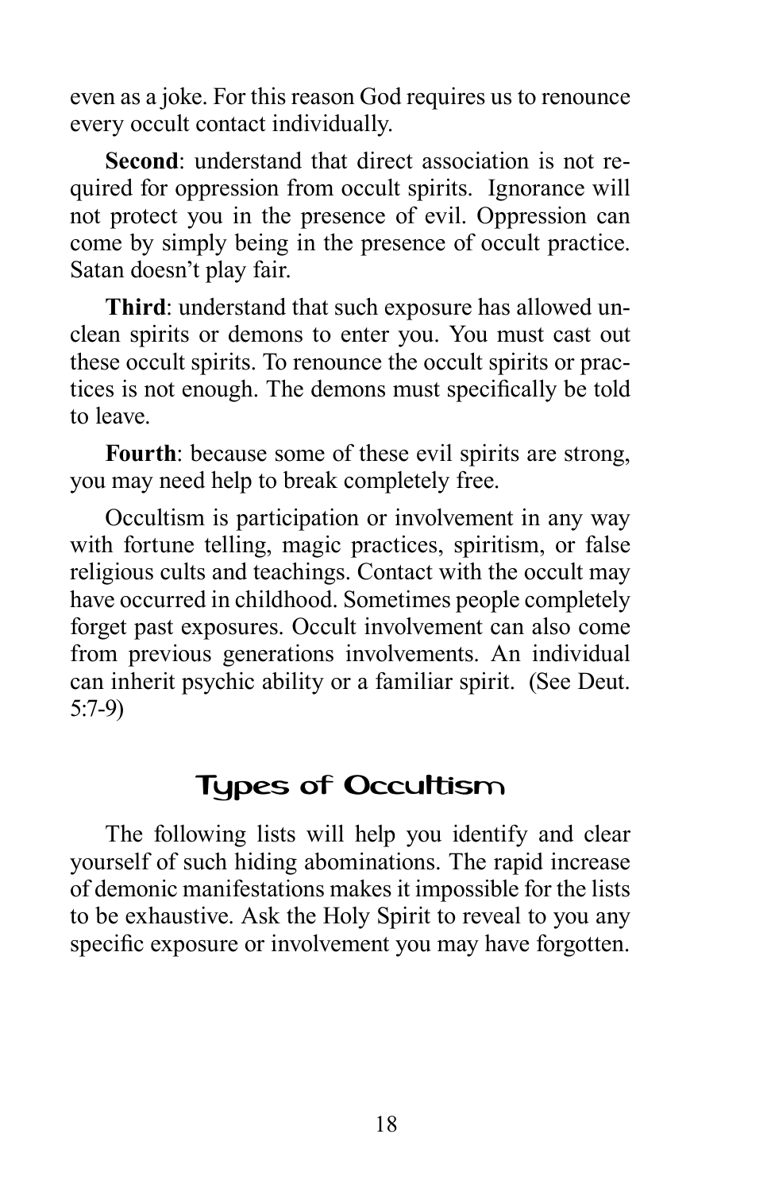even as a joke. For this reason God requires us to renounce every occult contact individually.

**Second**: understand that direct association is not required for oppression from occult spirits. Ignorance will not protect you in the presence of evil. Oppression can come by simply being in the presence of occult practice. Satan doesn't play fair.

**Third**: understand that such exposure has allowed unclean spirits or demons to enter you. You must cast out these occult spirits. To renounce the occult spirits or practices is not enough. The demons must specifically be told to leave.

**Fourth**: because some of these evil spirits are strong, you may need help to break completely free.

Occultism is participation or involvement in any way with fortune telling, magic practices, spiritism, or false religious cults and teachings. Contact with the occult may have occurred in childhood. Sometimes people completely forget past exposures. Occult involvement can also come from previous generations involvements. An individual can inherit psychic ability or a familiar spirit. (See Deut. 5:7-9)

## Types of Occultism

The following lists will help you identify and clear yourself of such hiding abominations. The rapid increase of demonic manifestations makes it impossible for the lists to be exhaustive. Ask the Holy Spirit to reveal to you any specific exposure or involvement you may have forgotten.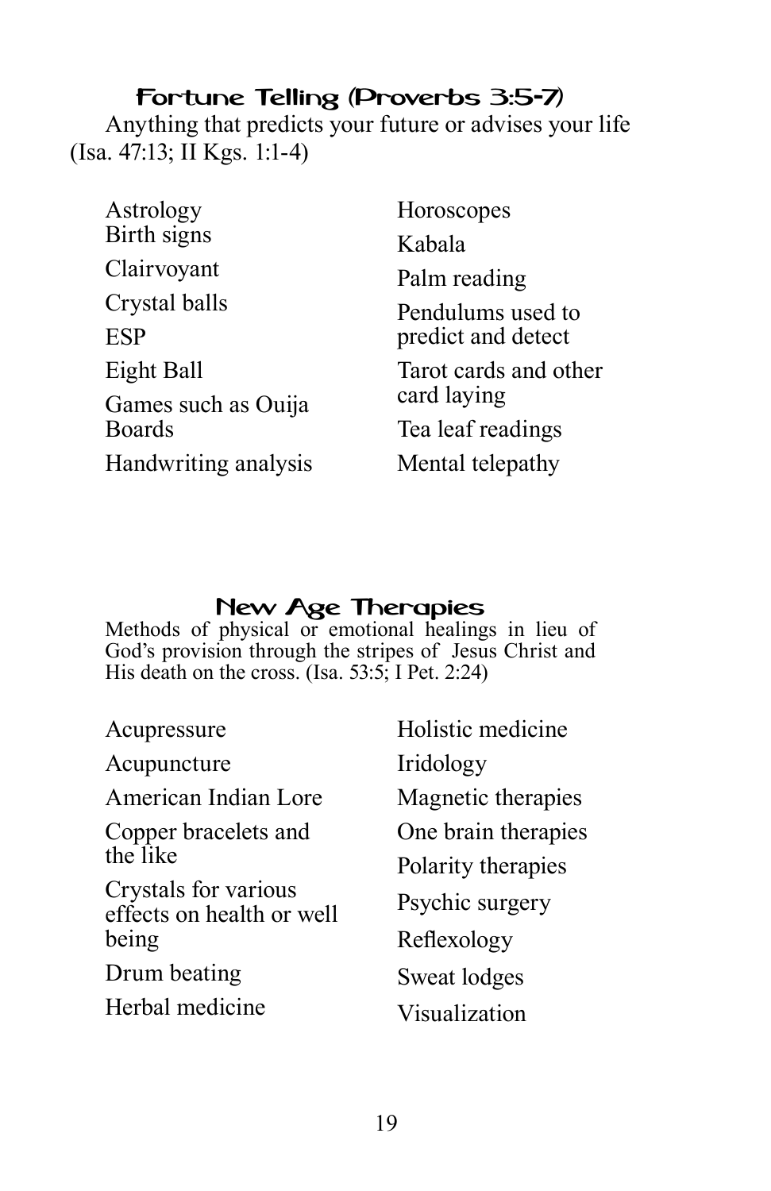## Fortune Telling (Proverbs 3:5-7)

Anything that predicts your future or advises your life (Isa. 47:13; II Kgs. 1:1-4)

- Astrology
- Birth signs
- Clairvoyant
- Crystal balls
- ESP
- Eight Ball
- Games such as Ouija Boards
- Handwriting analysis
- Horoscopes
- Kabala
- Palm reading
- Pendulums used to predict and detect
- Tarot cards and other card laying
- Tea leaf readings
- Mental telepathy

## New Age Therapies

Methods of physical or emotional healings in lieu of God's provision through the stripes of Jesus Christ and His death on the cross. (Isa. 53:5; I Pet. 2:24)

- Acupressure
- Acupuncture
- American Indian Lore
- Copper bracelets and the like
- Crystals for various effects on health or well being
- Drum beating
- Herbal medicine
- Holistic medicine
- Iridology
- Magnetic therapies
- One brain therapies
- Polarity therapies
- Psychic surgery
- Reflexology
- Sweat lodges
- Visualization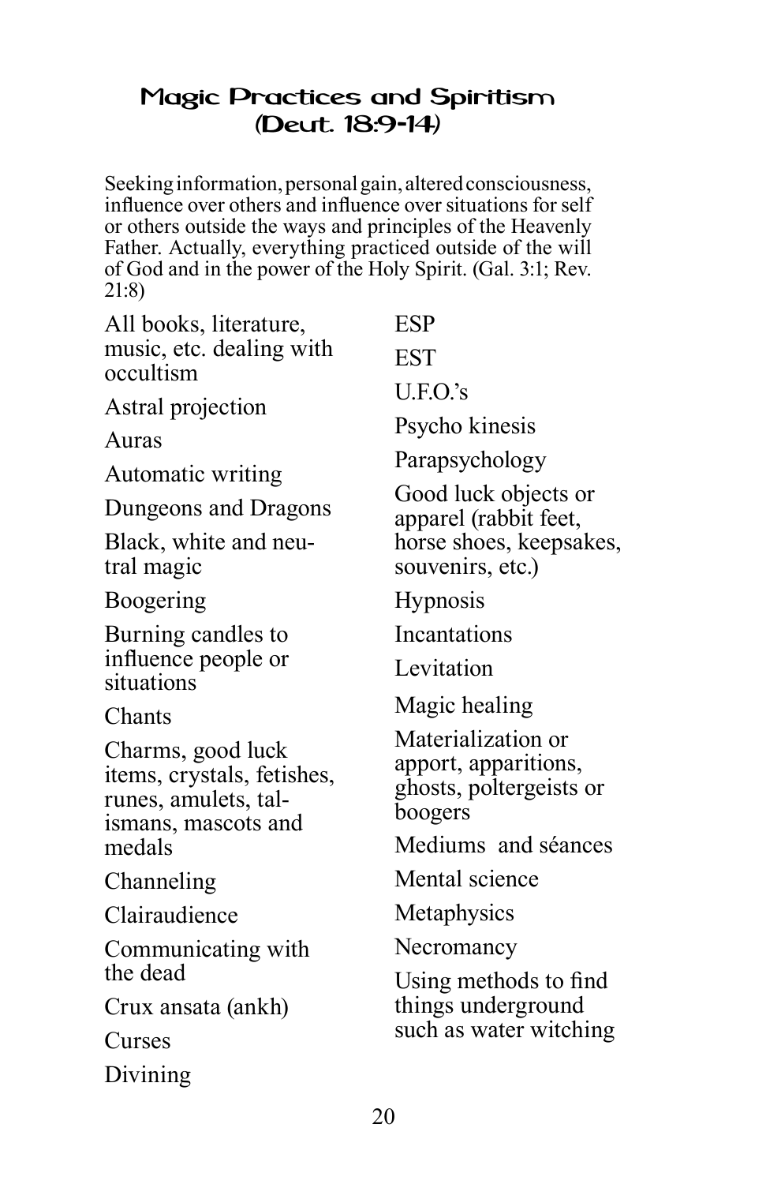## Magic Practices and Spiritism (Deut. 18:9-14)

Seeking information, personal gain, altered consciousness, influence over others and influence over situations for self or others outside the ways and principles of the Heavenly Father. Actually, everything practiced outside of the will of God and in the power of the Holy Spirit. (Gal. 3:1; Rev. 21:8)

- All books, literature, music, etc. dealing with occultism
- Astral projection
- Auras
- Automatic writing
- Dungeons and Dragons
- Black, white and neutral magic
- Boogering
- Burning candles to influence people or situations
- Chants
- Charms, good luck items, crystals, fetishes, runes, amulets, talismans, mascots and medals
- Channeling
- Clairaudience
- Communicating with the dead
- Crux ansata (ankh)
- Curses
- Divining
- ESP
- EST
- U.F.O.'s
- Psycho kinesis
- Parapsychology
- Good luck objects or apparel (rabbit feet, horse shoes, keepsakes, souvenirs, etc.)
- Hypnosis
- Incantations
- Levitation
- Magic healing
- Materialization or apport, apparitions, ghosts, poltergeists or boogers
- Mediums and séances
- Mental science
- Metaphysics
- Necromancy
- Using methods to find things underground such as water witching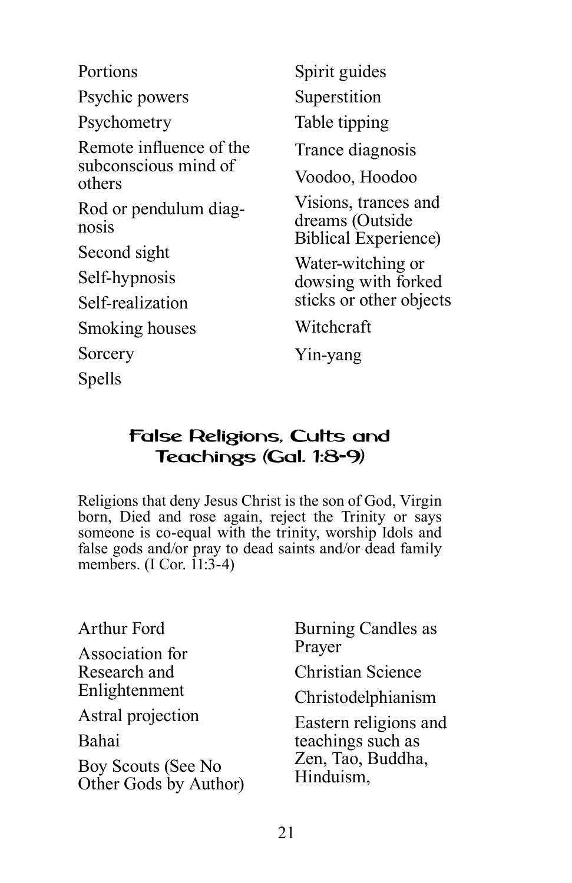- Portions
- Psychic powers
- Psychometry
- Remote influence of the subconscious mind of others
- Rod or pendulum diagnosis
- Second sight
- Self-hypnosis
- Self-realization
- Smoking houses
- Sorcery
- Spells
- Spirit guides
- Superstition
- Table tipping
- Trance diagnosis
- Voodoo, Hoodoo
- Visions, trances and dreams (Outside Biblical Experience)
- Water-witching or dowsing with forked sticks or other objects
- Witchcraft
- Yin-yang

## False Religions, Cults and Teachings (Gal. 1:8-9)

Religions that deny Jesus Christ is the son of God, Virgin born, Died and rose again, reject the Trinity or says someone is co-equal with the trinity, worship Idols and false gods and/or pray to dead saints and/or dead family members. (I Cor. 11:3-4)

- Arthur Ford
- Association for Research and Enlightenment
- Astral projection
- Bahai
- Boy Scouts (See No Other Gods by Author)
- Burning Candles as Prayer
- Christian Science
- Christodelphianism
- Eastern religions and teachings such as Zen, Tao, Buddha, Hinduism,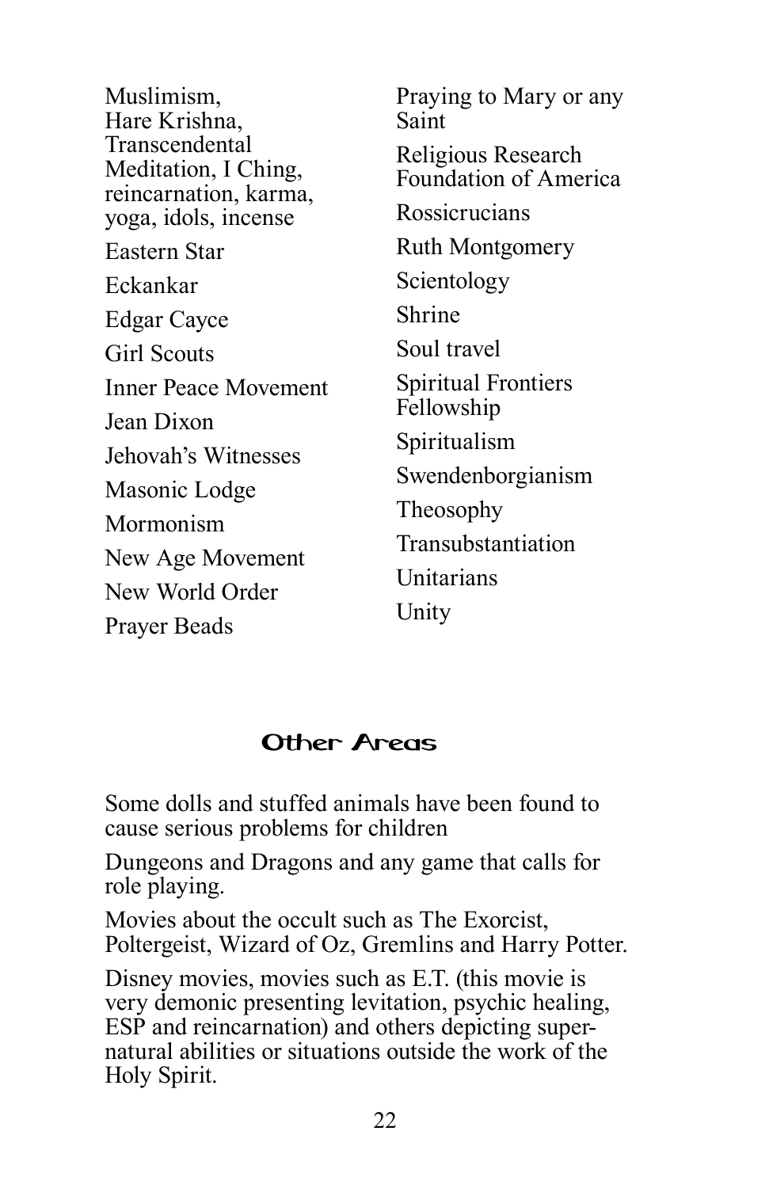Muslimism, Hare Krishna, Transcendental Meditation, I Ching, reincarnation, karma, yoga, idols, incense

Eastern Star

Eckankar

Edgar Cayce

Girl Scouts

Inner Peace Movement

Jean Dixon

Jehovah's Witnesses

Masonic Lodge

Mormonism

New Age Movement

New World Order

Prayer Beads

Praying to Mary or any Saint

Religious Research Foundation of America

Rossicrucians

Ruth Montgomery

Scientology

Shrine

Soul travel

Spiritual Frontiers Fellowship

Spiritualism

Swendenborgianism

Theosophy

Transubstantiation

Unitarians

Unity

## Other Areas

Some dolls and stuffed animals have been found to cause serious problems for children

Dungeons and Dragons and any game that calls for role playing.

Movies about the occult such as The Exorcist, Poltergeist, Wizard of Oz, Gremlins and Harry Potter.

Disney movies, movies such as E.T. (this movie is very demonic presenting levitation, psychic healing, ESP and reincarnation) and others depicting supernatural abilities or situations outside the work of the Holy Spirit.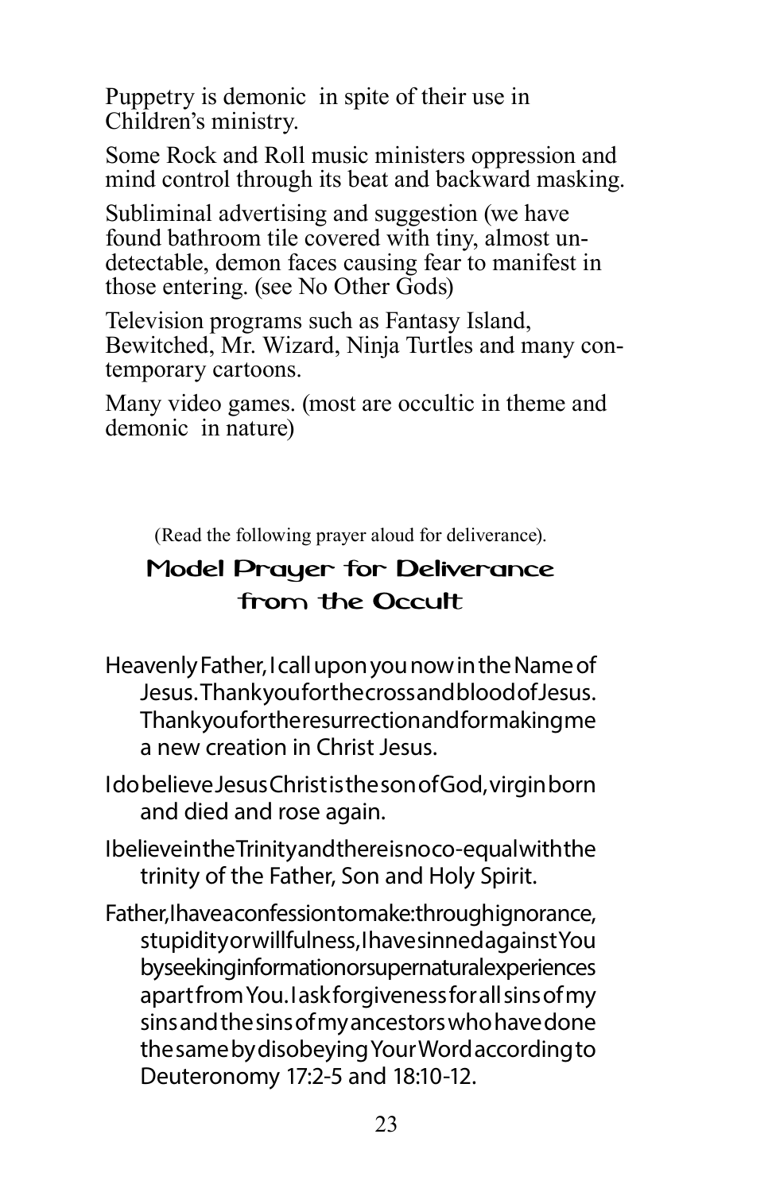Puppetry is demonic in spite of their use in Children's ministry.

Some Rock and Roll music ministers oppression and mind control through its beat and backward masking.

Subliminal advertising and suggestion (we have found bathroom tile covered with tiny, almost undetectable, demon faces causing fear to manifest in those entering. (see No Other Gods)

Television programs such as Fantasy Island, Bewitched, Mr. Wizard, Ninja Turtles and many contemporary cartoons.

Many video games. (most are occultic in theme and demonic in nature)

(Read the following prayer aloud for deliverance).

## Model Prayer for Deliverance from the Occult

Heavenly Father, I call upon you now in the Name of Jesus. Thank you for the cross and blood of Jesus. Thank you for the resurrection and for making me a new creation in Christ Jesus.

I do believe Jesus Christ is the son of God, virgin born and died and rose again.

I believe in the Trinity and there is no co-equal with the trinity of the Father, Son and Holy Spirit.

Father, I have a confession to make: through ignorance, stupidity or willfulness, I have sinned against You by seeking information or supernatural experiences apart from You. I ask forgiveness for all sins of my sins and the sins of my ancestors who have done the same by disobeying Your Word according to Deuteronomy 17:2-5 and 18:10-12.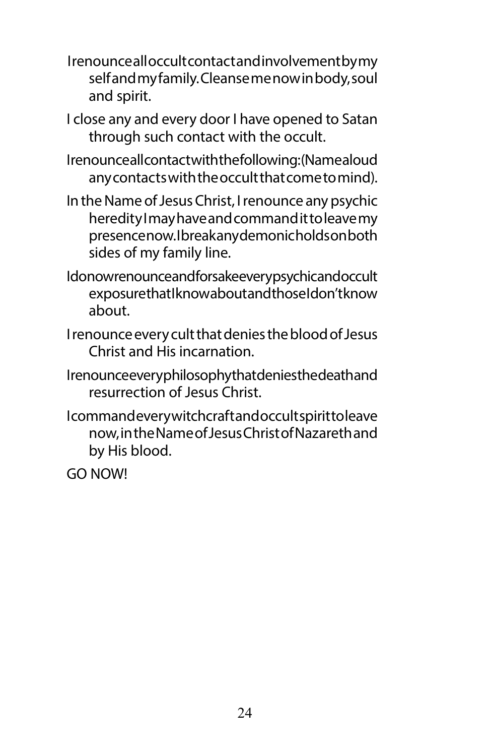I renounce all occult contact and involvement by my self and my family. Cleanse me now in body, soul and spirit.

I close any and every door I have opened to Satan through such contact with the occult.

I renounce all contact with the following: (Name aloud any contacts with the occult that come to mind).

In the Name of Jesus Christ, I renounce any psychic heredity I may have and command it to leave my presence now. I break any demonic holds on both sides of my family line.

I do now renounce and forsake every psychic and occult exposure that I know about and those I don't know about.

I renounce every cult that denies the blood of Jesus Christ and His incarnation.

I renounce every philosophy that denies the death and resurrection of Jesus Christ.

I command every witchcraft and occult spirit to leave now, in the Name of Jesus Christ of Nazareth and by His blood.

GO NOW!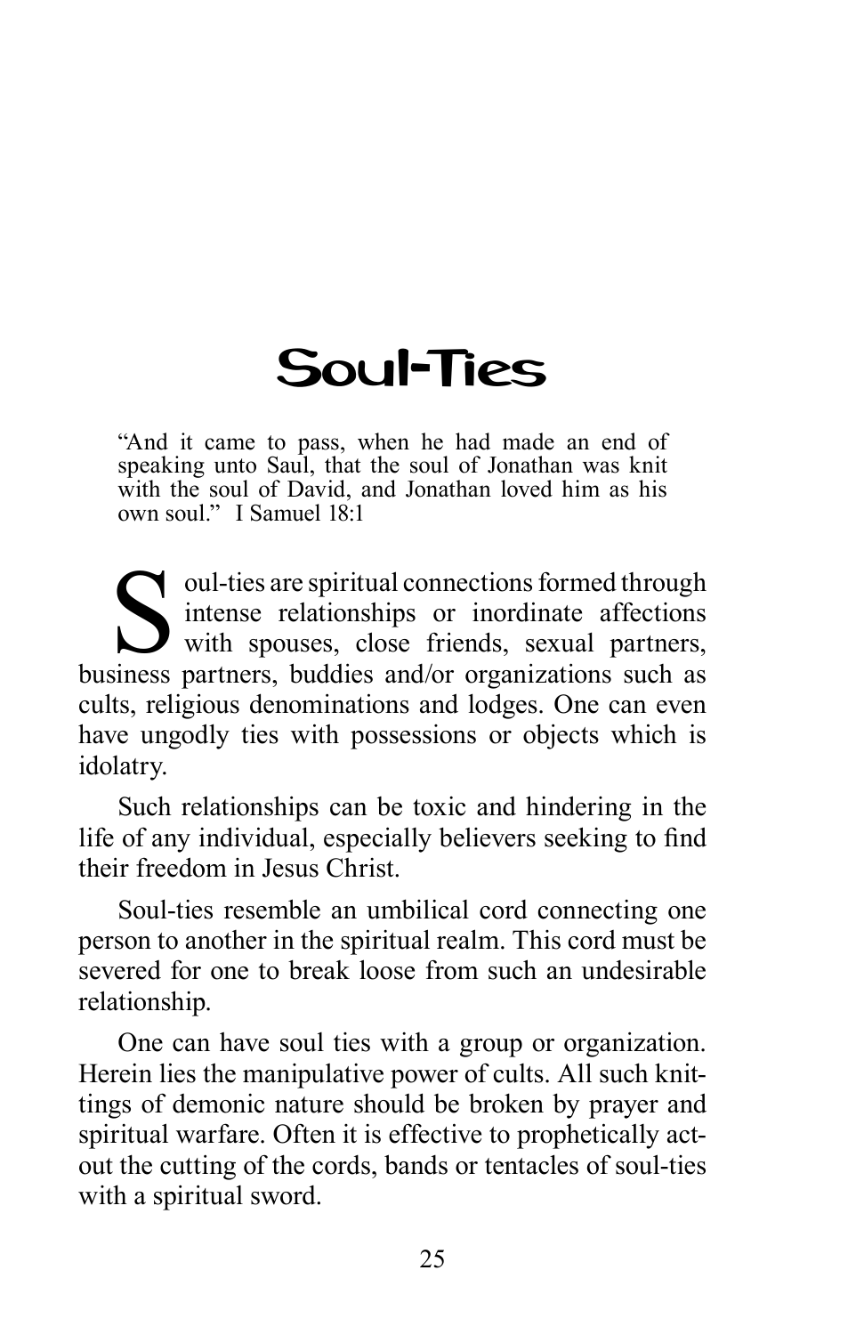# Soul-Ties

> "And it came to pass, when he had made an end of speaking unto Saul, that the soul of Jonathan was knit with the soul of David, and Jonathan loved him as his own soul." I Samuel 18:1

Soul-ties are spiritual connections formed through intense relationships or inordinate affections with spouses, close friends, sexual partners, business partners, buddies and/or organizations such as cults, religious denominations and lodges. One can even have ungodly ties with possessions or objects which is idolatry.

Such relationships can be toxic and hindering in the life of any individual, especially believers seeking to find their freedom in Jesus Christ.

Soul-ties resemble an umbilical cord connecting one person to another in the spiritual realm. This cord must be severed for one to break loose from such an undesirable relationship.

One can have soul ties with a group or organization. Herein lies the manipulative power of cults. All such knittings of demonic nature should be broken by prayer and spiritual warfare. Often it is effective to prophetically act-out the cutting of the cords, bands or tentacles of soul-ties with a spiritual sword.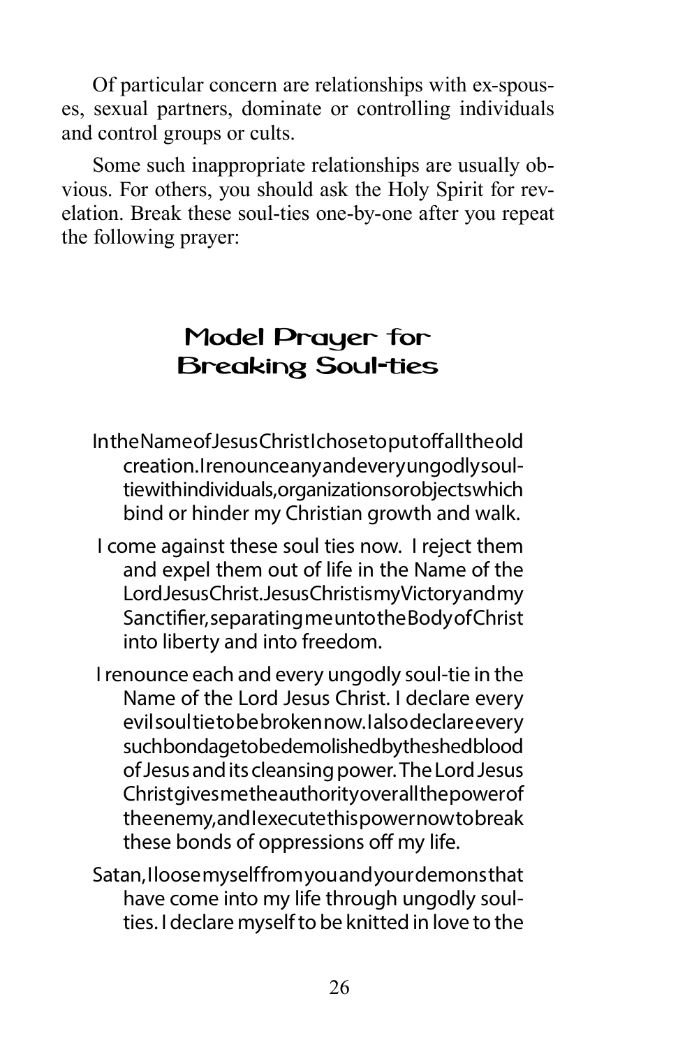Of particular concern are relationships with ex-spouses, sexual partners, dominate or controlling individuals and control groups or cults.

Some such inappropriate relationships are usually obvious. For others, you should ask the Holy Spirit for revelation. Break these soul-ties one-by-one after you repeat the following prayer:

## Model Prayer for Breaking Soul-ties

In the Name of Jesus Christ I chose to put off all the old creation. I renounce any and every ungodly soul-tie with individuals, organizations or objects which bind or hinder my Christian growth and walk.

I come against these soul ties now. I reject them and expel them out of life in the Name of the Lord Jesus Christ. Jesus Christ is my Victory and my Sanctifier, separating me unto the Body of Christ into liberty and into freedom.

I renounce each and every ungodly soul-tie in the Name of the Lord Jesus Christ. I declare every evil soul tie to be broken now. I also declare every such bondage to be demolished by the shed blood of Jesus and its cleansing power. The Lord Jesus Christ gives me the authority over all the power of the enemy, and I execute this power now to break these bonds of oppressions off my life.

Satan, I loose myself from you and your demons that have come into my life through ungodly soul-ties. I declare myself to be knitted in love to the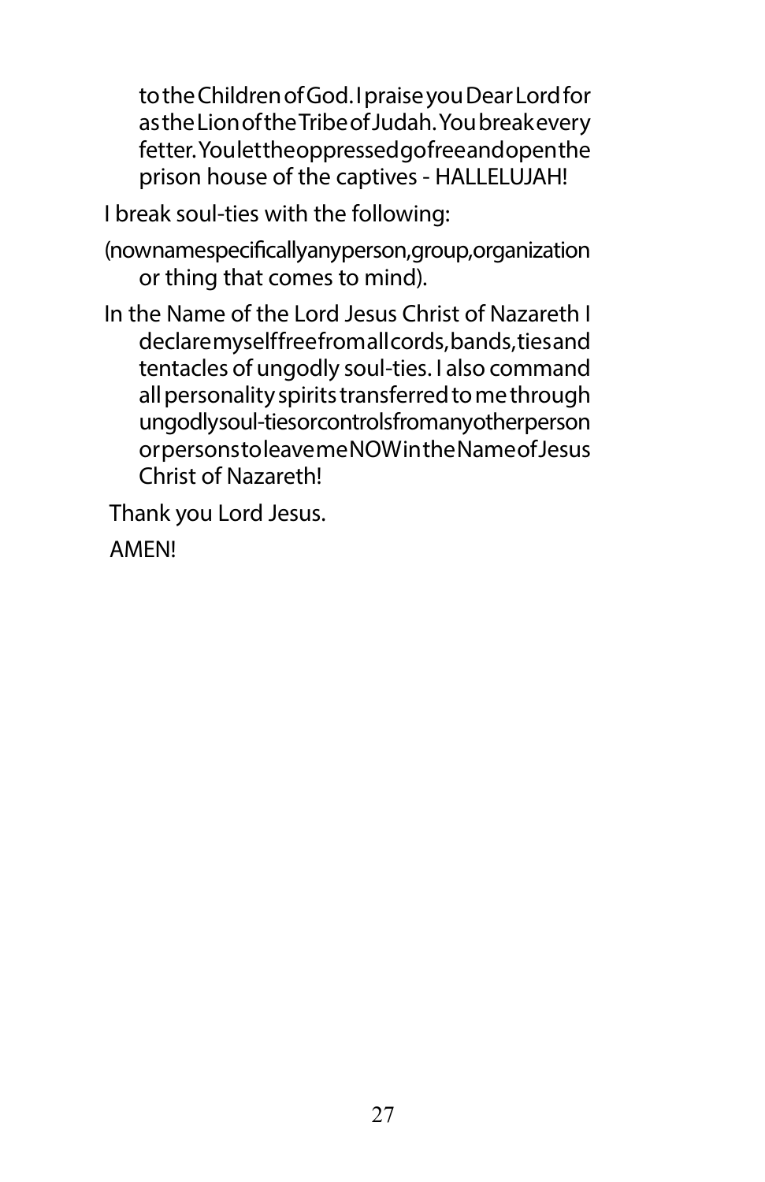to the Children of God. I praise you Dear Lord for as the Lion of the Tribe of Judah. You break every fetter. You let the oppressed go free and open the prison house of the captives - HALLELUJAH!

I break soul-ties with the following:

(now name specifically any person, group, organization or thing that comes to mind).

In the Name of the Lord Jesus Christ of Nazareth I declare myself free from all cords, bands, ties and tentacles of ungodly soul-ties. I also command all personality spirits transferred to me through ungodly soul-ties or controls from any other person or persons to leave me NOW in the Name of Jesus Christ of Nazareth!

Thank you Lord Jesus.

AMEN!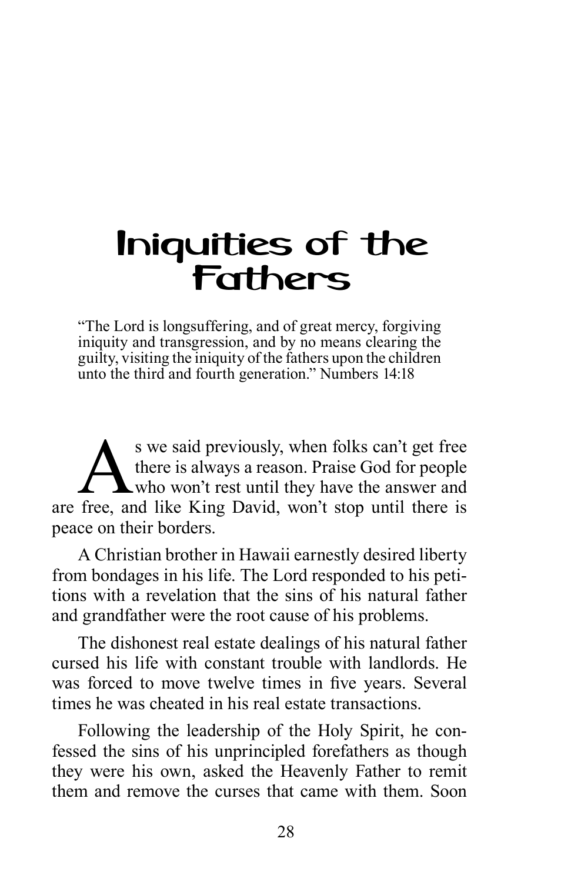# Iniquities of the Fathers

"The Lord is longsuffering, and of great mercy, forgiving iniquity and transgression, and by no means clearing the guilty, visiting the iniquity of the fathers upon the children unto the third and fourth generation." Numbers 14:18

As we said previously, when folks can't get free there is always a reason. Praise God for people who won't rest until they have the answer and are free, and like King David, won't stop until there is peace on their borders.

A Christian brother in Hawaii earnestly desired liberty from bondages in his life. The Lord responded to his petitions with a revelation that the sins of his natural father and grandfather were the root cause of his problems.

The dishonest real estate dealings of his natural father cursed his life with constant trouble with landlords. He was forced to move twelve times in five years. Several times he was cheated in his real estate transactions.

Following the leadership of the Holy Spirit, he confessed the sins of his unprincipled forefathers as though they were his own, asked the Heavenly Father to remit them and remove the curses that came with them. Soon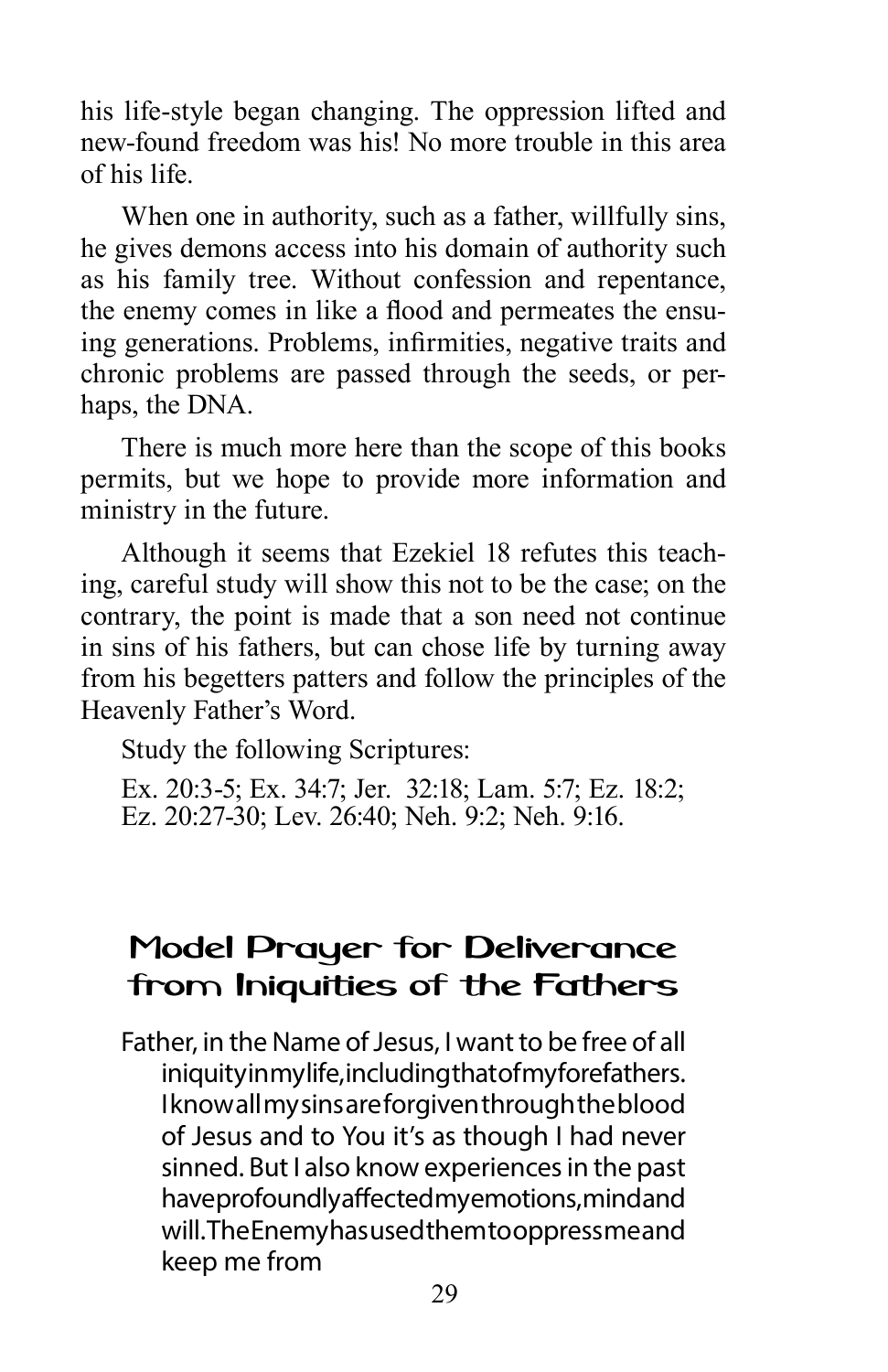his life-style began changing. The oppression lifted and new-found freedom was his! No more trouble in this area of his life.

When one in authority, such as a father, willfully sins, he gives demons access into his domain of authority such as his family tree. Without confession and repentance, the enemy comes in like a flood and permeates the ensuing generations. Problems, infirmities, negative traits and chronic problems are passed through the seeds, or perhaps, the DNA.

There is much more here than the scope of this books permits, but we hope to provide more information and ministry in the future.

Although it seems that Ezekiel 18 refutes this teaching, careful study will show this not to be the case; on the contrary, the point is made that a son need not continue in sins of his fathers, but can chose life by turning away from his begetters patters and follow the principles of the Heavenly Father's Word.

Study the following Scriptures:

Ex. 20:3-5; Ex. 34:7; Jer. 32:18; Lam. 5:7; Ez. 18:2; Ez. 20:27-30; Lev. 26:40; Neh. 9:2; Neh. 9:16.

## Model Prayer for Deliverance from Iniquities of the Fathers

Father, in the Name of Jesus, I want to be free of all iniquity in my life, including that of my forefathers. I know all my sins are forgiven through the blood of Jesus and to You it's as though I had never sinned. But I also know experiences in the past have profoundly affected my emotions, mind and will. The Enemy has used them to oppress me and keep me from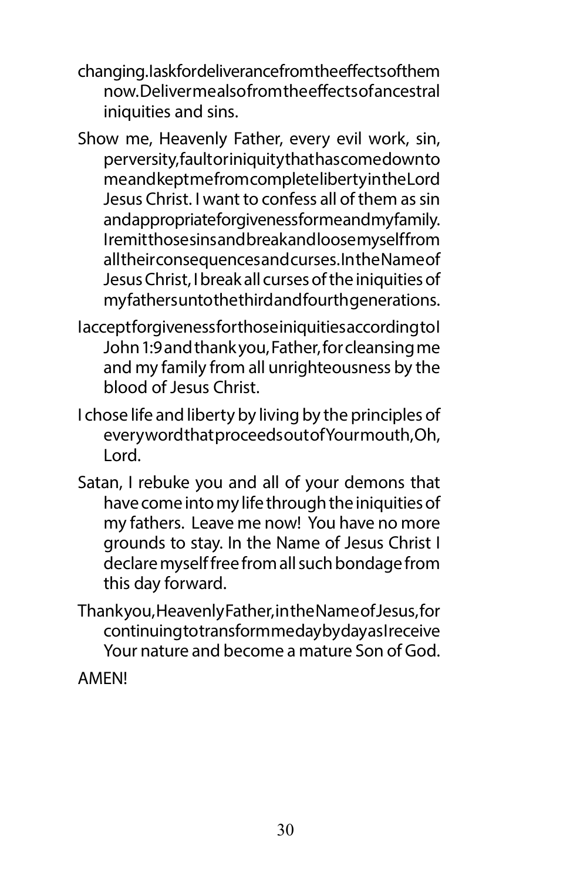changing. I ask for deliverance from the effects of them now. Deliver me also from the effects of ancestral iniquities and sins.

Show me, Heavenly Father, every evil work, sin, perversity, fault or iniquity that has come down to me and kept me from complete liberty in the Lord Jesus Christ. I want to confess all of them as sin and appropriate forgiveness for me and my family. I remit those sins and break and loose myself from all their consequences and curses. In the Name of Jesus Christ, I break all curses of the iniquities of my fathers unto the third and fourth generations.

I accept forgiveness for those iniquities according to I John 1:9 and thank you, Father, for cleansing me and my family from all unrighteousness by the blood of Jesus Christ.

I chose life and liberty by living by the principles of every word that proceeds out of Your mouth, Oh, Lord.

Satan, I rebuke you and all of your demons that have come into my life through the iniquities of my fathers. Leave me now! You have no more grounds to stay. In the Name of Jesus Christ I declare myself free from all such bondage from this day forward.

Thank you, Heavenly Father, in the Name of Jesus, for continuing to transform me day by day as I receive Your nature and become a mature Son of God.

AMEN!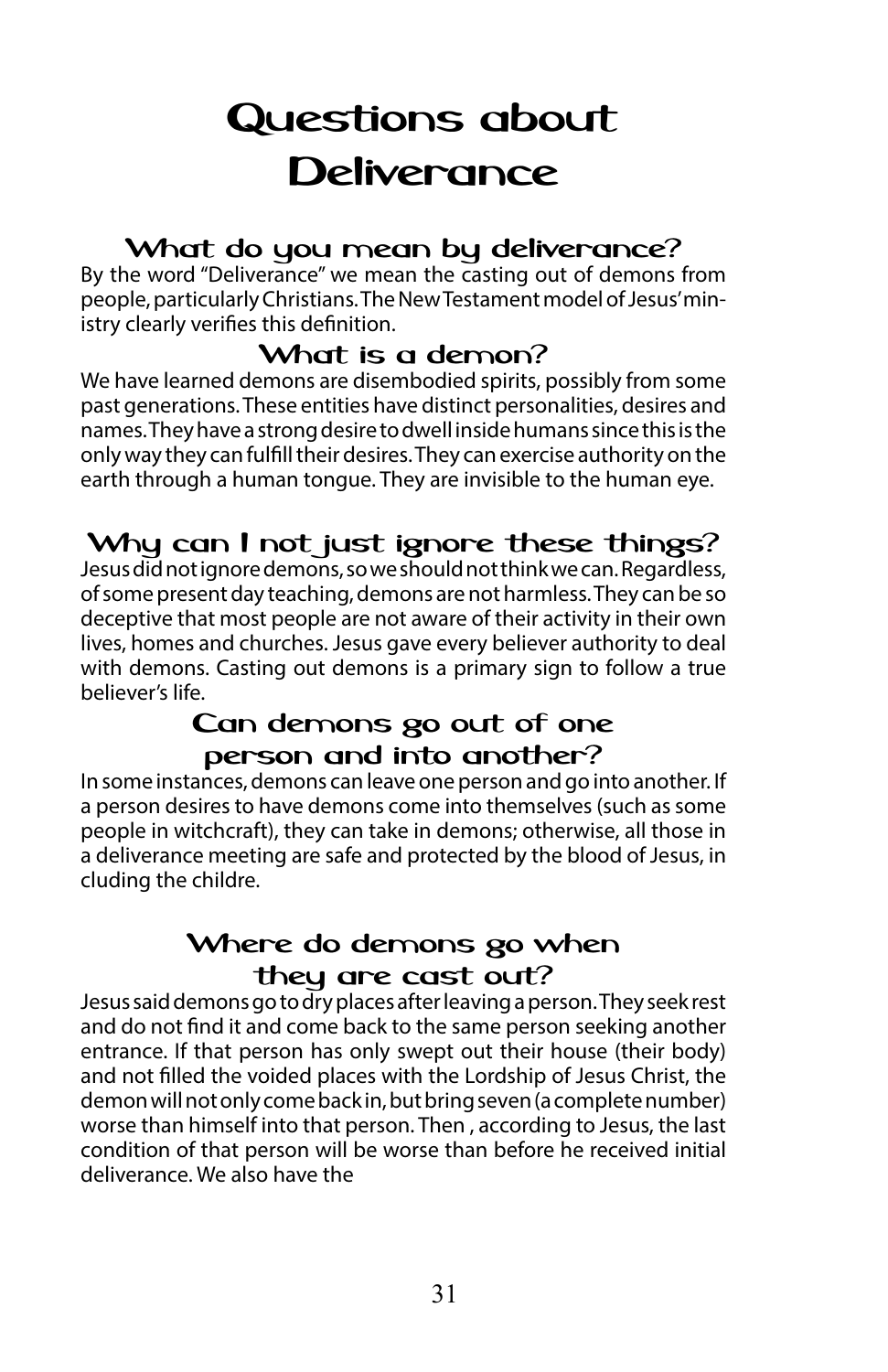# Questions about Deliverance

### What do you mean by deliverance?

By the word "Deliverance" we mean the casting out of demons from people, particularly Christians. The New Testament model of Jesus' ministry clearly verifies this definition.

### What is a demon?

We have learned demons are disembodied spirits, possibly from some past generations. These entities have distinct personalities, desires and names. They have a strong desire to dwell inside humans since this is the only way they can fulfill their desires. They can exercise authority on the earth through a human tongue. They are invisible to the human eye.

### Why can I not just ignore these things?

Jesus did not ignore demons, so we should not think we can. Regardless, of some present day teaching, demons are not harmless. They can be so deceptive that most people are not aware of their activity in their own lives, homes and churches. Jesus gave every believer authority to deal with demons. Casting out demons is a primary sign to follow a true believer's life.

### Can demons go out of one person and into another?

In some instances, demons can leave one person and go into another. If a person desires to have demons come into themselves (such as some people in witchcraft), they can take in demons; otherwise, all those in a deliverance meeting are safe and protected by the blood of Jesus, in cluding the childre.

### Where do demons go when they are cast out?

Jesus said demons go to dry places after leaving a person. They seek rest and do not find it and come back to the same person seeking another entrance. If that person has only swept out their house (their body) and not filled the voided places with the Lordship of Jesus Christ, the demon will not only come back in, but bring seven (a complete number) worse than himself into that person. Then , according to Jesus, the last condition of that person will be worse than before he received initial deliverance. We also have the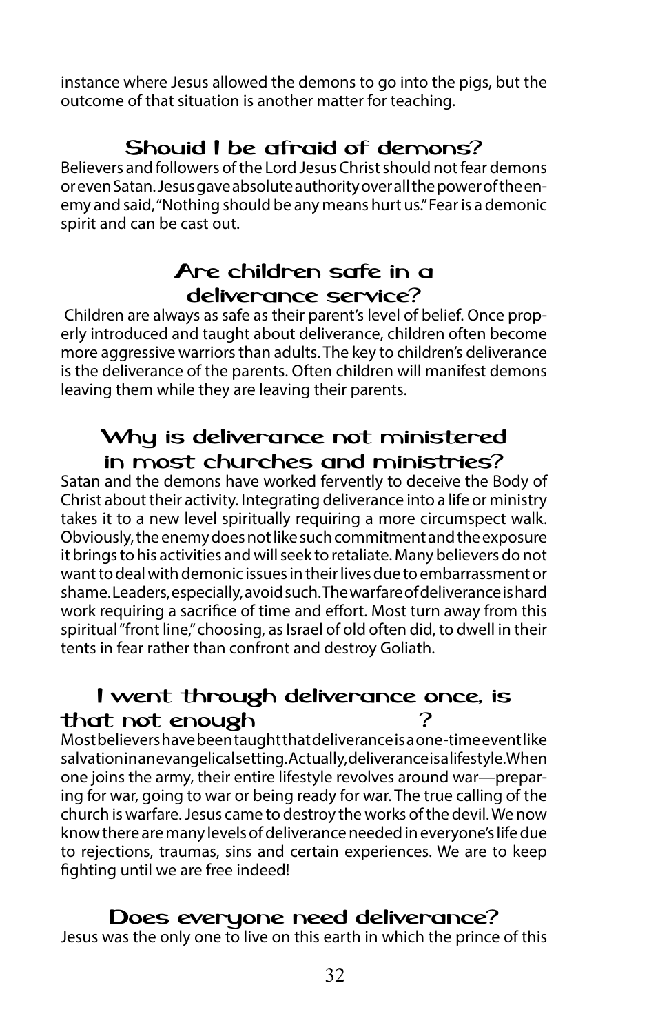instance where Jesus allowed the demons to go into the pigs, but the outcome of that situation is another matter for teaching.

## Shouid I be afraid of demons?

Believers and followers of the Lord Jesus Christ should not fear demons or even Satan. Jesus gave absolute authority over all the power of the enemy and said, "Nothing should be any means hurt us." Fear is a demonic spirit and can be cast out.

## Are children safe in a deliverance service?

Children are always as safe as their parent's level of belief. Once properly introduced and taught about deliverance, children often become more aggressive warriors than adults. The key to children's deliverance is the deliverance of the parents. Often children will manifest demons leaving them while they are leaving their parents.

## Why is deliverance not ministered in most churches and ministries?

Satan and the demons have worked fervently to deceive the Body of Christ about their activity. Integrating deliverance into a life or ministry takes it to a new level spiritually requiring a more circumspect walk. Obviously, the enemy does not like such commitment and the exposure it brings to his activities and will seek to retaliate. Many believers do not want to deal with demonic issues in their lives due to embarrassment or shame. Leaders, especially, avoid such. The warfare of deliverance is hard work requiring a sacrifice of time and effort. Most turn away from this spiritual "front line," choosing, as Israel of old often did, to dwell in their tents in fear rather than confront and destroy Goliath.

## I went through deliverance once, is that not enough?

Most believers have been taught that deliverance is a one-time event like salvation in an evangelical setting. Actually, deliverance is a lifestyle. When one joins the army, their entire lifestyle revolves around war—preparing for war, going to war or being ready for war. The true calling of the church is warfare. Jesus came to destroy the works of the devil. We now know there are many levels of deliverance needed in everyone's life due to rejections, traumas, sins and certain experiences. We are to keep fighting until we are free indeed!

## Does everyone need deliverance?

Jesus was the only one to live on this earth in which the prince of this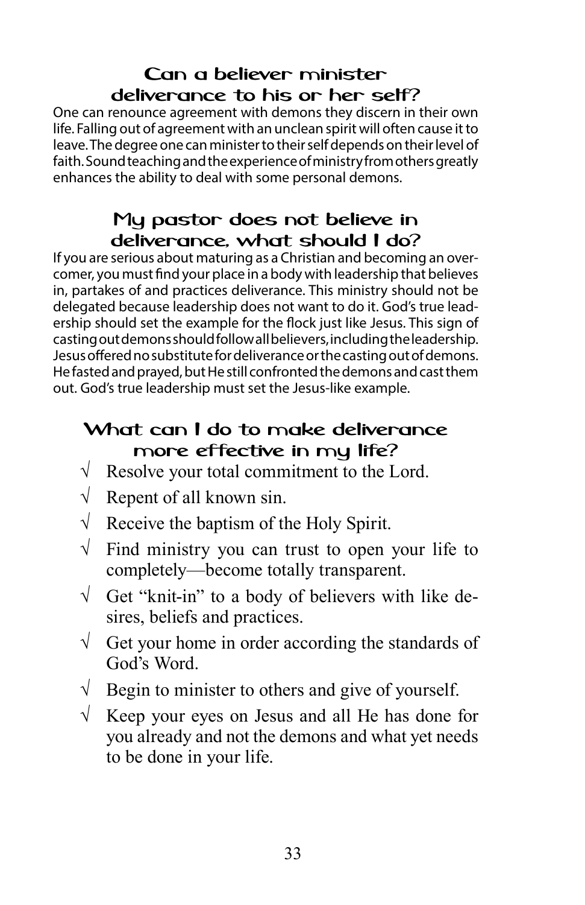### Can a believer minister deliverance to his or her self?

One can renounce agreement with demons they discern in their own life. Falling out of agreement with an unclean spirit will often cause it to leave. The degree one can minister to their self depends on their level of faith. Sound teaching and the experience of ministry from others greatly enhances the ability to deal with some personal demons.

### My pastor does not believe in deliverance, what should I do?

If you are serious about maturing as a Christian and becoming an overcomer, you must find your place in a body with leadership that believes in, partakes of and practices deliverance. This ministry should not be delegated because leadership does not want to do it. God's true leadership should set the example for the flock just like Jesus. This sign of casting out demons should follow all believers, including the leadership. Jesus offered no substitute for deliverance or the casting out of demons. He fasted and prayed, but He still confronted the demons and cast them out. God's true leadership must set the Jesus-like example.

### What can I do to make deliverance more effective in my life?

- √ Resolve your total commitment to the Lord.
- √ Repent of all known sin.
- √ Receive the baptism of the Holy Spirit.
- √ Find ministry you can trust to open your life to completely—become totally transparent.
- √ Get "knit-in" to a body of believers with like desires, beliefs and practices.
- √ Get your home in order according the standards of God's Word.
- √ Begin to minister to others and give of yourself.
- √ Keep your eyes on Jesus and all He has done for you already and not the demons and what yet needs to be done in your life.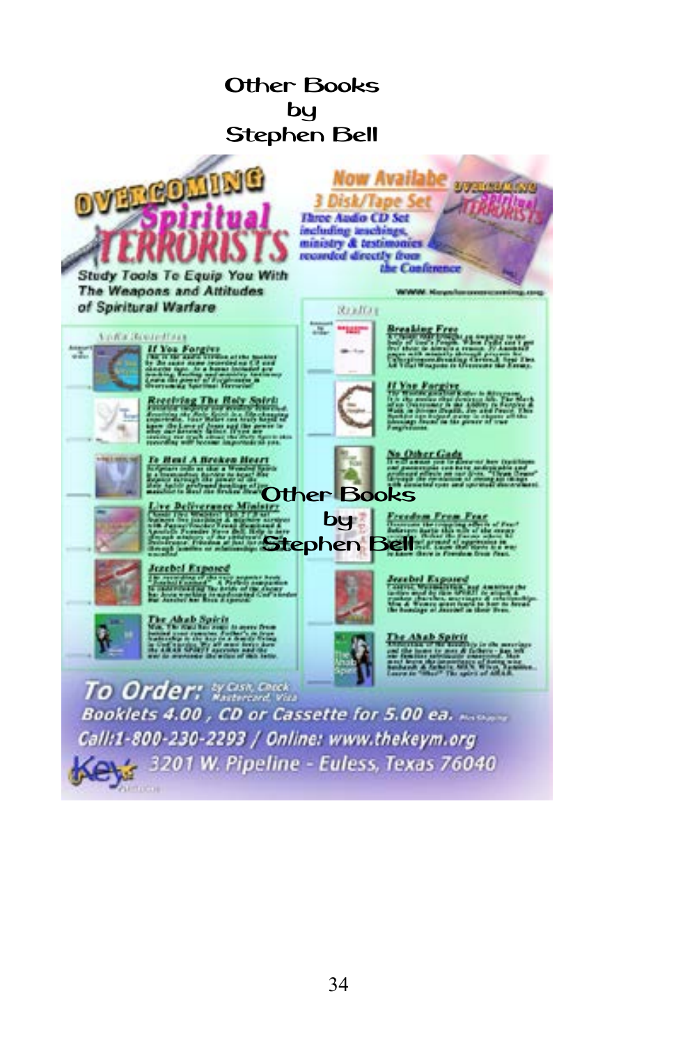# Other Books by Stephen Bell

## OVERCOMING Spiritual TERRORISTS

Study Tools To Equip You With The Weapons and Attitudes of Spiritual Warfare

**Now Availabe**

**3 Disk/Tape Set**

Three Audio CD Set including teachings, ministry & testimonies recorded directly from the Conference

**If You Forgive**

**Receiving The Holy Spirit**

**To Heal A Broken Heart**

**Live Deliverance Ministry**

**Jezebel Exposed**

**The Ahab Spirit**

**Breaking Free**

**If You Forgive**

**No Other Gods**

**Freedom From Fear**

**Jezebel Exposed**

**The Ahab Spirit**

**To Order:** by Cash, Check, Mastercard, Visa

Booklets 4.00 , CD or Cassette for 5.00 ea.

Call:1-800-230-2293 / Online: www.thekeym.org

Key Ministries 3201 W. Pipeline - Euless, Texas 76040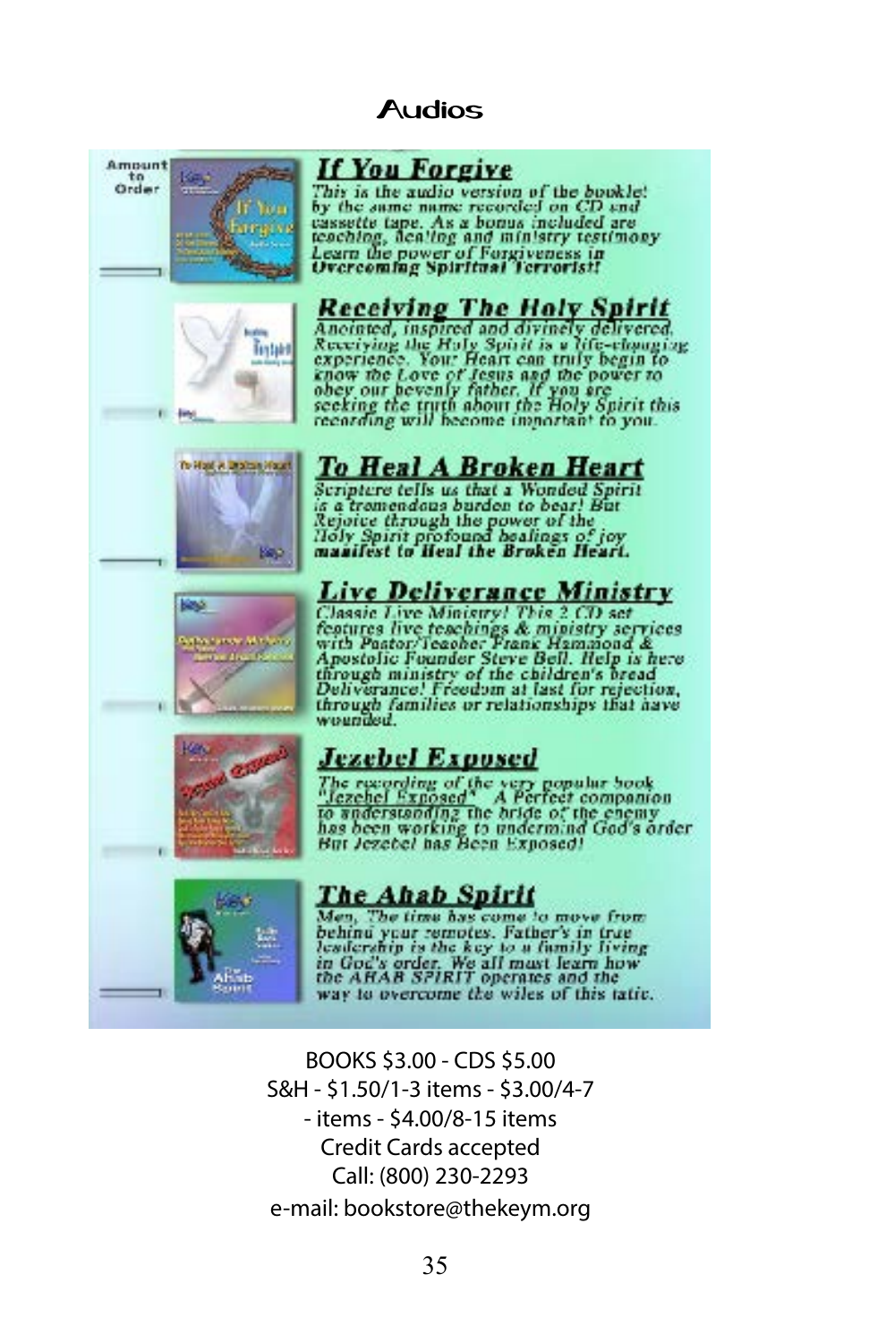# Audios

Amount to Order

## If You Forgive

This is the audio version of the booklet by the same name recorded on CD and cassette tape. As a bonus included are teaching, healing and ministry testimony Learn the power of Forgiveness in **Overcoming Spiritual Terrorist!**

## Receiving The Holy Spirit

Anointed, inspired and divinely delivered. Receiving the Holy Spirit is a life-changing experience. Your Heart can truly begin to know the Love of Jesus and the power to obey our heavenly father. If you are seeking the truth about the Holy Spirit this recording will become important to you.

## To Heal A Broken Heart

Scripture tells us that a Wonded Spirit is a tremendous burden to bear! But Rejoice through the power of the Holy Spirit profound healings of joy **manifest to Heal the Broken Heart.**

## Live Deliverance Ministry

Classic Live Ministry! This 2 CD set features live teachings & ministry services with Pastor/Teacher Frank Hammond & Apostolic Founder Steve Bell. Help is here through ministry of the children's bread Deliverance! Freedom at last for rejection, through families or relationships that have wounded.

## Jezebel Exposed

The recording of the very popular book "Jezebel Exposed" A Perfect companion to understanding the bride of the enemy has been working to undermind God's order But Jezebel has Been Exposed!

## The Ahab Spirit

Men, The time has come to move from behind your remotes. Father's in true leadership is the key to a family living in God's order. We all must learn how the AHAB SPIRIT operates and the way to overcome the wiles of this tatic.

BOOKS $3.00 - CDS $5.00
S&H - $1.50/1-3 items - $3.00/4-7
- items - $4.00/8-15 items
Credit Cards accepted
Call: (800) 230-2293
e-mail: bookstore@thekeym.org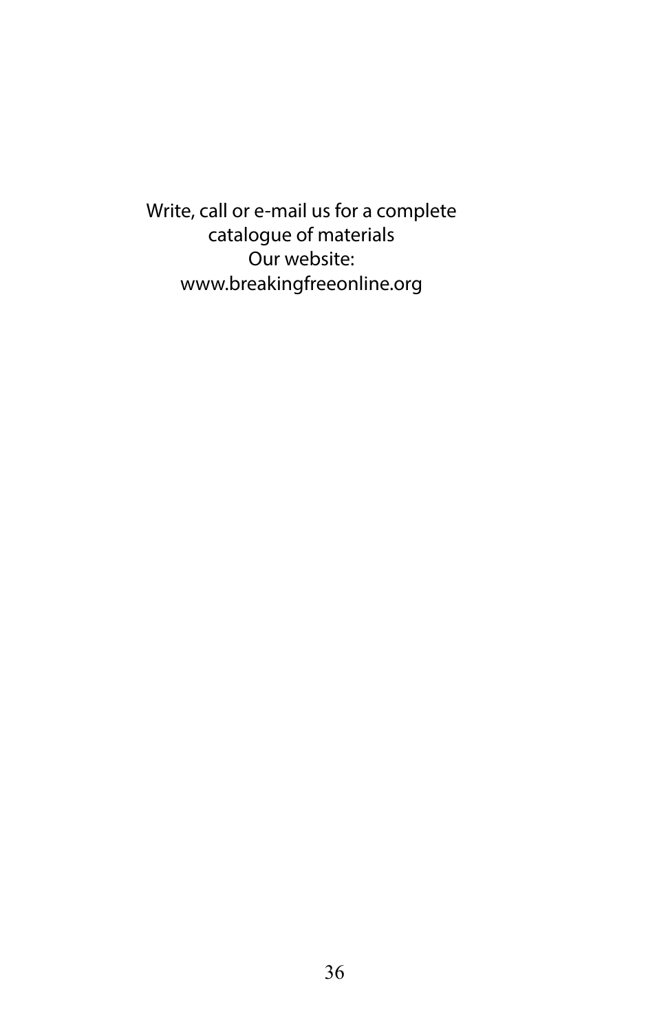Write, call or e-mail us for a complete
catalogue of materials
Our website:
www.breakingfreeonline.org